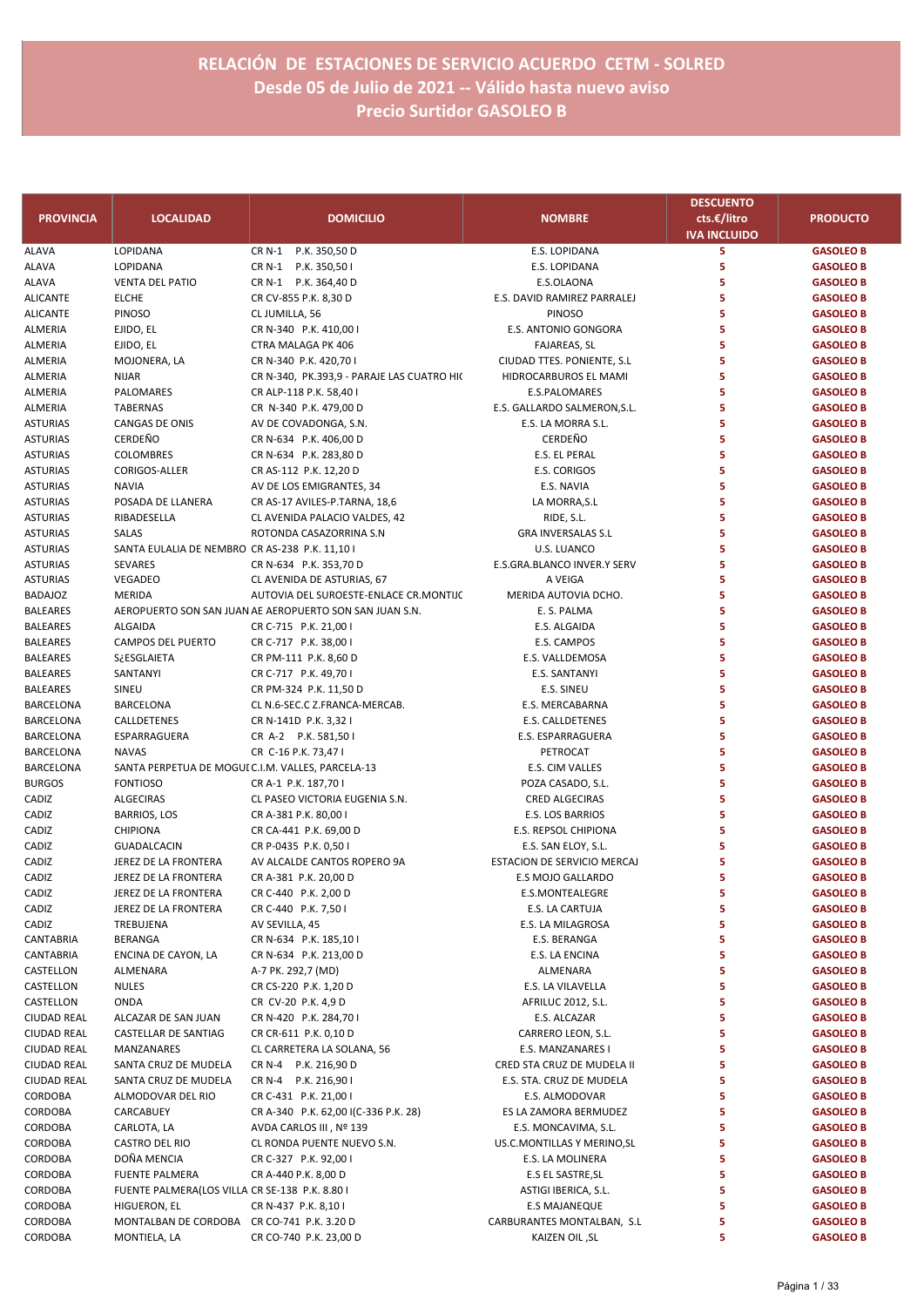# RELACIÓN DE ESTACIONES DE SERVICIO ACUERDO CETM - SOLRED
## Desde 05 de Julio de 2021 -- Válido hasta nuevo aviso
## Precio Surtidor GASOLEO B

| PROVINCIA | LOCALIDAD | DOMICILIO | NOMBRE | DESCUENTO cts.€/litro IVA INCLUIDO | PRODUCTO |
|---|---|---|---|---|---|
| ALAVA | LOPIDANA | CR N-1 P.K. 350,50 D | E.S. LOPIDANA | 5 | GASOLEO B |
| ALAVA | LOPIDANA | CR N-1 P.K. 350,50 I | E.S. LOPIDANA | 5 | GASOLEO B |
| ALAVA | VENTA DEL PATIO | CR N-1 P.K. 364,40 D | E.S.OLAONA | 5 | GASOLEO B |
| ALICANTE | ELCHE | CR CV-855 P.K. 8,30 D | E.S. DAVID RAMIREZ PARRALEJ | 5 | GASOLEO B |
| ALICANTE | PINOSO | CL JUMILLA, 56 | PINOSO | 5 | GASOLEO B |
| ALMERIA | EJIDO, EL | CR N-340 P.K. 410,00 I | E.S. ANTONIO GONGORA | 5 | GASOLEO B |
| ALMERIA | EJIDO, EL | CTRA MALAGA PK 406 | FAJAREAS, SL | 5 | GASOLEO B |
| ALMERIA | MOJONERA, LA | CR N-340 P.K. 420,70 I | CIUDAD TTES. PONIENTE, S.L | 5 | GASOLEO B |
| ALMERIA | NIJAR | CR N-340, PK.393,9 - PARAJE LAS CUATRO HI( | HIDROCARBUROS EL MAMI | 5 | GASOLEO B |
| ALMERIA | PALOMARES | CR ALP-118 P.K. 58,40 I | E.S.PALOMARES | 5 | GASOLEO B |
| ALMERIA | TABERNAS | CR N-340 P.K. 479,00 D | E.S. GALLARDO SALMERON,S.L. | 5 | GASOLEO B |
| ASTURIAS | CANGAS DE ONIS | AV DE COVADONGA, S.N. | E.S. LA MORRA S.L. | 5 | GASOLEO B |
| ASTURIAS | CERDEÑO | CR N-634 P.K. 406,00 D | CERDEÑO | 5 | GASOLEO B |
| ASTURIAS | COLOMBRES | CR N-634 P.K. 283,80 D | E.S. EL PERAL | 5 | GASOLEO B |
| ASTURIAS | CORIGOS-ALLER | CR AS-112 P.K. 12,20 D | E.S. CORIGOS | 5 | GASOLEO B |
| ASTURIAS | NAVIA | AV DE LOS EMIGRANTES, 34 | E.S. NAVIA | 5 | GASOLEO B |
| ASTURIAS | POSADA DE LLANERA | CR AS-17 AVILES-P.TARNA, 18,6 | LA MORRA,S.L | 5 | GASOLEO B |
| ASTURIAS | RIBADESELLA | CL AVENIDA PALACIO VALDES, 42 | RIDE, S.L. | 5 | GASOLEO B |
| ASTURIAS | SALAS | ROTONDA CASAZORRINA S.N | GRA INVERSALAS S.L | 5 | GASOLEO B |
| ASTURIAS | SANTA EULALIA DE NEMBRO | CR AS-238 P.K. 11,10 I | U.S. LUANCO | 5 | GASOLEO B |
| ASTURIAS | SEVARES | CR N-634 P.K. 353,70 D | E.S.GRA.BLANCO INVER.Y SERV | 5 | GASOLEO B |
| ASTURIAS | VEGADEO | CL AVENIDA DE ASTURIAS, 67 | A VEIGA | 5 | GASOLEO B |
| BADAJOZ | MERIDA | AUTOVIA DEL SUROESTE-ENLACE CR.MONTIJC | MERIDA AUTOVIA DCHO. | 5 | GASOLEO B |
| BALEARES | AEROPUERTO SON SAN JUAN | AE AEROPUERTO SON SAN JUAN S.N. | E. S. PALMA | 5 | GASOLEO B |
| BALEARES | ALGAIDA | CR C-715 P.K. 21,00 I | E.S. ALGAIDA | 5 | GASOLEO B |
| BALEARES | CAMPOS DEL PUERTO | CR C-717 P.K. 38,00 I | E.S. CAMPOS | 5 | GASOLEO B |
| BALEARES | S¿ESGLAIETA | CR PM-111 P.K. 8,60 D | E.S. VALLDEMOSA | 5 | GASOLEO B |
| BALEARES | SANTANYI | CR C-717 P.K. 49,70 I | E.S. SANTANYI | 5 | GASOLEO B |
| BALEARES | SINEU | CR PM-324 P.K. 11,50 D | E.S. SINEU | 5 | GASOLEO B |
| BARCELONA | BARCELONA | CL N.6-SEC.C Z.FRANCA-MERCAB. | E.S. MERCABARNA | 5 | GASOLEO B |
| BARCELONA | CALLDETENES | CR N-141D P.K. 3,32 I | E.S. CALLDETENES | 5 | GASOLEO B |
| BARCELONA | ESPARRAGUERA | CR A-2 P.K. 581,50 I | E.S. ESPARRAGUERA | 5 | GASOLEO B |
| BARCELONA | NAVAS | CR C-16 P.K. 73,47 I | PETROCAT | 5 | GASOLEO B |
| BARCELONA | SANTA PERPETUA DE MOGU | C.I.M. VALLES, PARCELA-13 | E.S. CIM VALLES | 5 | GASOLEO B |
| BURGOS | FONTIOSO | CR A-1 P.K. 187,70 I | POZA CASADO, S.L. | 5 | GASOLEO B |
| CADIZ | ALGECIRAS | CL PASEO VICTORIA EUGENIA S.N. | CRED ALGECIRAS | 5 | GASOLEO B |
| CADIZ | BARRIOS, LOS | CR A-381 P.K. 80,00 I | E.S. LOS BARRIOS | 5 | GASOLEO B |
| CADIZ | CHIPIONA | CR CA-441 P.K. 69,00 D | E.S. REPSOL CHIPIONA | 5 | GASOLEO B |
| CADIZ | GUADALCACIN | CR P-0435 P.K. 0,50 I | E.S. SAN ELOY, S.L. | 5 | GASOLEO B |
| CADIZ | JEREZ DE LA FRONTERA | AV ALCALDE CANTOS ROPERO 9A | ESTACION DE SERVICIO MERCAJ | 5 | GASOLEO B |
| CADIZ | JEREZ DE LA FRONTERA | CR A-381 P.K. 20,00 D | E.S MOJO GALLARDO | 5 | GASOLEO B |
| CADIZ | JEREZ DE LA FRONTERA | CR C-440 P.K. 2,00 D | E.S.MONTEALEGRE | 5 | GASOLEO B |
| CADIZ | JEREZ DE LA FRONTERA | CR C-440 P.K. 7,50 I | E.S. LA CARTUJA | 5 | GASOLEO B |
| CADIZ | TREBUJENA | AV SEVILLA, 45 | E.S. LA MILAGROSA | 5 | GASOLEO B |
| CANTABRIA | BERANGA | CR N-634 P.K. 185,10 I | E.S. BERANGA | 5 | GASOLEO B |
| CANTABRIA | ENCINA DE CAYON, LA | CR N-634 P.K. 213,00 D | E.S. LA ENCINA | 5 | GASOLEO B |
| CASTELLON | ALMENARA | A-7 PK. 292,7 (MD) | ALMENARA | 5 | GASOLEO B |
| CASTELLON | NULES | CR CS-220 P.K. 1,20 D | E.S. LA VILAVELLA | 5 | GASOLEO B |
| CASTELLON | ONDA | CR CV-20 P.K. 4,9 D | AFRILUC 2012, S.L. | 5 | GASOLEO B |
| CIUDAD REAL | ALCAZAR DE SAN JUAN | CR N-420 P.K. 284,70 I | E.S. ALCAZAR | 5 | GASOLEO B |
| CIUDAD REAL | CASTELLAR DE SANTIAG | CR CR-611 P.K. 0,10 D | CARRERO LEON, S.L. | 5 | GASOLEO B |
| CIUDAD REAL | MANZANARES | CL CARRETERA LA SOLANA, 56 | E.S. MANZANARES I | 5 | GASOLEO B |
| CIUDAD REAL | SANTA CRUZ DE MUDELA | CR N-4 P.K. 216,90 D | CRED STA CRUZ DE MUDELA II | 5 | GASOLEO B |
| CIUDAD REAL | SANTA CRUZ DE MUDELA | CR N-4 P.K. 216,90 I | E.S. STA. CRUZ DE MUDELA | 5 | GASOLEO B |
| CORDOBA | ALMODOVAR DEL RIO | CR C-431 P.K. 21,00 I | E.S. ALMODOVAR | 5 | GASOLEO B |
| CORDOBA | CARCABUEY | CR A-340 P.K. 62,00 I(C-336 P.K. 28) | ES LA ZAMORA BERMUDEZ | 5 | GASOLEO B |
| CORDOBA | CARLOTA, LA | AVDA CARLOS III , Nº 139 | E.S. MONCAVIMA, S.L. | 5 | GASOLEO B |
| CORDOBA | CASTRO DEL RIO | CL RONDA PUENTE NUEVO S.N. | US.C.MONTILLAS Y MERINO,SL | 5 | GASOLEO B |
| CORDOBA | DOÑA MENCIA | CR C-327 P.K. 92,00 I | E.S. LA MOLINERA | 5 | GASOLEO B |
| CORDOBA | FUENTE PALMERA | CR A-440 P.K. 8,00 D | E.S EL SASTRE,SL | 5 | GASOLEO B |
| CORDOBA | FUENTE PALMERA(LOS VILLA | CR SE-138 P.K. 8.80 I | ASTIGI IBERICA, S.L. | 5 | GASOLEO B |
| CORDOBA | HIGUERON, EL | CR N-437 P.K. 8,10 I | E.S MAJANEQUE | 5 | GASOLEO B |
| CORDOBA | MONTALBAN DE CORDOBA | CR CO-741 P.K. 3.20 D | CARBURANTES MONTALBAN, S.L | 5 | GASOLEO B |
| CORDOBA | MONTIELA, LA | CR CO-740 P.K. 23,00 D | KAIZEN OIL ,SL | 5 | GASOLEO B |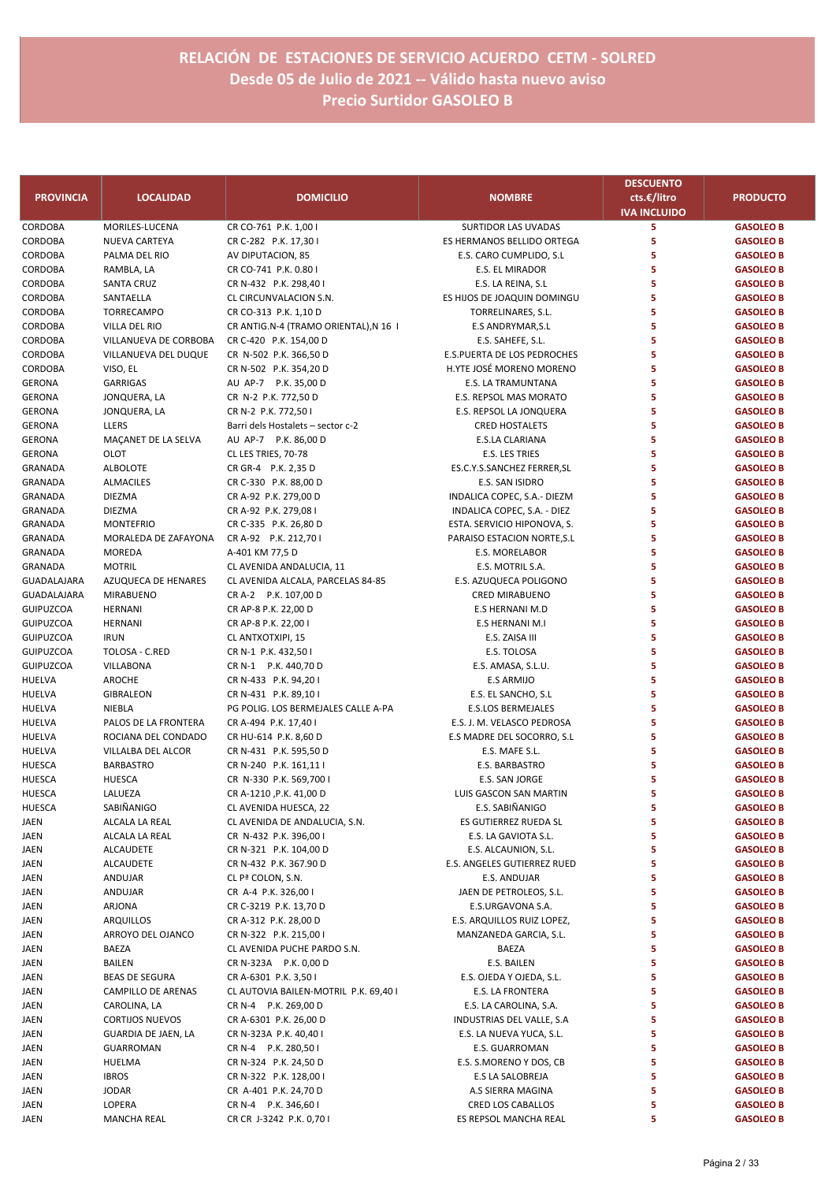# RELACIÓN DE ESTACIONES DE SERVICIO ACUERDO CETM - SOLRED
## Desde 05 de Julio de 2021 -- Válido hasta nuevo aviso
## Precio Surtidor GASOLEO B

| PROVINCIA | LOCALIDAD | DOMICILIO | NOMBRE | DESCUENTO cts.€/litro IVA INCLUIDO | PRODUCTO |
|---|---|---|---|---|---|
| CORDOBA | MORILES-LUCENA | CR CO-761 P.K. 1,00 I | SURTIDOR LAS UVADAS | 5 | GASOLEO B |
| CORDOBA | NUEVA CARTEYA | CR C-282 P.K. 17,30 I | ES HERMANOS BELLIDO ORTEGA | 5 | GASOLEO B |
| CORDOBA | PALMA DEL RIO | AV DIPUTACION, 85 | E.S. CARO CUMPLIDO, S.L | 5 | GASOLEO B |
| CORDOBA | RAMBLA, LA | CR CO-741 P.K. 0.80 I | E.S. EL MIRADOR | 5 | GASOLEO B |
| CORDOBA | SANTA CRUZ | CR N-432 P.K. 298,40 I | E.S. LA REINA, S.L | 5 | GASOLEO B |
| CORDOBA | SANTAELLA | CL CIRCUNVALACION S.N. | ES HIJOS DE JOAQUIN DOMINGU | 5 | GASOLEO B |
| CORDOBA | TORRECAMPO | CR CO-313 P.K. 1,10 D | TORRELINARES, S.L. | 5 | GASOLEO B |
| CORDOBA | VILLA DEL RIO | CR ANTIG.N-4 (TRAMO ORIENTAL),N 16 I | E.S ANDRYMAR,S.L | 5 | GASOLEO B |
| CORDOBA | VILLANUEVA DE CORBOBA | CR C-420 P.K. 154,00 D | E.S. SAHEFE, S.L. | 5 | GASOLEO B |
| CORDOBA | VILLANUEVA DEL DUQUE | CR N-502 P.K. 366,50 D | E.S.PUERTA DE LOS PEDROCHES | 5 | GASOLEO B |
| CORDOBA | VISO, EL | CR N-502 P.K. 354,20 D | H.YTE JOSÉ MORENO MORENO | 5 | GASOLEO B |
| GERONA | GARRIGAS | AU AP-7 P.K. 35,00 D | E.S. LA TRAMUNTANA | 5 | GASOLEO B |
| GERONA | JONQUERA, LA | CR N-2 P.K. 772,50 D | E.S. REPSOL MAS MORATO | 5 | GASOLEO B |
| GERONA | JONQUERA, LA | CR N-2 P.K. 772,50 I | E.S. REPSOL LA JONQUERA | 5 | GASOLEO B |
| GERONA | LLERS | Barri dels Hostalets – sector c-2 | CRED HOSTALETS | 5 | GASOLEO B |
| GERONA | MAÇANET DE LA SELVA | AU AP-7 P.K. 86,00 D | E.S.LA CLARIANA | 5 | GASOLEO B |
| GERONA | OLOT | CL LES TRIES, 70-78 | E.S. LES TRIES | 5 | GASOLEO B |
| GRANADA | ALBOLOTE | CR GR-4 P.K. 2,35 D | ES.C.Y.S.SANCHEZ FERRER,SL | 5 | GASOLEO B |
| GRANADA | ALMACILES | CR C-330 P.K. 88,00 D | E.S. SAN ISIDRO | 5 | GASOLEO B |
| GRANADA | DIEZMA | CR A-92 P.K. 279,00 D | INDALICA COPEC, S.A.- DIEZM | 5 | GASOLEO B |
| GRANADA | DIEZMA | CR A-92 P.K. 279,08 I | INDALICA COPEC, S.A. - DIEZ | 5 | GASOLEO B |
| GRANADA | MONTEFRIO | CR C-335 P.K. 26,80 D | ESTA. SERVICIO HIPONOVA, S. | 5 | GASOLEO B |
| GRANADA | MORALEDA DE ZAFAYONA | CR A-92 P.K. 212,70 I | PARAISO ESTACION NORTE,S.L | 5 | GASOLEO B |
| GRANADA | MOREDA | A-401 KM 77,5 D | E.S. MORELABOR | 5 | GASOLEO B |
| GRANADA | MOTRIL | CL AVENIDA ANDALUCIA, 11 | E.S. MOTRIL S.A. | 5 | GASOLEO B |
| GUADALAJARA | AZUQUECA DE HENARES | CL AVENIDA ALCALA, PARCELAS 84-85 | E.S. AZUQUECA POLIGONO | 5 | GASOLEO B |
| GUADALAJARA | MIRABUENO | CR A-2 P.K. 107,00 D | CRED MIRABUENO | 5 | GASOLEO B |
| GUIPUZCOA | HERNANI | CR AP-8 P.K. 22,00 D | E.S HERNANI M.D | 5 | GASOLEO B |
| GUIPUZCOA | HERNANI | CR AP-8 P.K. 22,00 I | E.S HERNANI M.I | 5 | GASOLEO B |
| GUIPUZCOA | IRUN | CL ANTXOTXIPI, 15 | E.S. ZAISA III | 5 | GASOLEO B |
| GUIPUZCOA | TOLOSA - C.RED | CR N-1 P.K. 432,50 I | E.S. TOLOSA | 5 | GASOLEO B |
| GUIPUZCOA | VILLABONA | CR N-1 P.K. 440,70 D | E.S. AMASA, S.L.U. | 5 | GASOLEO B |
| HUELVA | AROCHE | CR N-433 P.K. 94,20 I | E.S ARMIJO | 5 | GASOLEO B |
| HUELVA | GIBRALEON | CR N-431 P.K. 89,10 I | E.S. EL SANCHO, S.L | 5 | GASOLEO B |
| HUELVA | NIEBLA | PG POLIG. LOS BERMEJALES CALLE A-PA | E.S.LOS BERMEJALES | 5 | GASOLEO B |
| HUELVA | PALOS DE LA FRONTERA | CR A-494 P.K. 17,40 I | E.S. J. M. VELASCO PEDROSA | 5 | GASOLEO B |
| HUELVA | ROCIANA DEL CONDADO | CR HU-614 P.K. 8,60 D | E.S MADRE DEL SOCORRO, S.L | 5 | GASOLEO B |
| HUELVA | VILLALBA DEL ALCOR | CR N-431 P.K. 595,50 D | E.S. MAFE S.L. | 5 | GASOLEO B |
| HUESCA | BARBASTRO | CR N-240 P.K. 161,11 I | E.S. BARBASTRO | 5 | GASOLEO B |
| HUESCA | HUESCA | CR N-330 P.K. 569,700 I | E.S. SAN JORGE | 5 | GASOLEO B |
| HUESCA | LALUEZA | CR A-1210 ,P.K. 41,00 D | LUIS GASCON SAN MARTIN | 5 | GASOLEO B |
| HUESCA | SABIÑANIGO | CL AVENIDA HUESCA, 22 | E.S. SABIÑANIGO | 5 | GASOLEO B |
| JAEN | ALCALA LA REAL | CL AVENIDA DE ANDALUCIA, S.N. | ES GUTIERREZ RUEDA SL | 5 | GASOLEO B |
| JAEN | ALCALA LA REAL | CR N-432 P.K. 396,00 I | E.S. LA GAVIOTA S.L. | 5 | GASOLEO B |
| JAEN | ALCAUDETE | CR N-321 P.K. 104,00 D | E.S. ALCAUNION, S.L. | 5 | GASOLEO B |
| JAEN | ALCAUDETE | CR N-432 P.K. 367.90 D | E.S. ANGELES GUTIERREZ RUED | 5 | GASOLEO B |
| JAEN | ANDUJAR | CL Pª COLON, S.N. | E.S. ANDUJAR | 5 | GASOLEO B |
| JAEN | ANDUJAR | CR A-4 P.K. 326,00 I | JAEN DE PETROLEOS, S.L. | 5 | GASOLEO B |
| JAEN | ARJONA | CR C-3219 P.K. 13,70 D | E.S.URGAVONA S.A. | 5 | GASOLEO B |
| JAEN | ARQUILLOS | CR A-312 P.K. 28,00 D | E.S. ARQUILLOS RUIZ LOPEZ, | 5 | GASOLEO B |
| JAEN | ARROYO DEL OJANCO | CR N-322 P.K. 215,00 I | MANZANEDA GARCIA, S.L. | 5 | GASOLEO B |
| JAEN | BAEZA | CL AVENIDA PUCHE PARDO S.N. | BAEZA | 5 | GASOLEO B |
| JAEN | BAILEN | CR N-323A P.K. 0,00 D | E.S. BAILEN | 5 | GASOLEO B |
| JAEN | BEAS DE SEGURA | CR A-6301 P.K. 3,50 I | E.S. OJEDA Y OJEDA, S.L. | 5 | GASOLEO B |
| JAEN | CAMPILLO DE ARENAS | CL AUTOVIA BAILEN-MOTRIL P.K. 69,40 I | E.S. LA FRONTERA | 5 | GASOLEO B |
| JAEN | CAROLINA, LA | CR N-4 P.K. 269,00 D | E.S. LA CAROLINA, S.A. | 5 | GASOLEO B |
| JAEN | CORTIJOS NUEVOS | CR A-6301 P.K. 26,00 D | INDUSTRIAS DEL VALLE, S.A | 5 | GASOLEO B |
| JAEN | GUARDIA DE JAEN, LA | CR N-323A P.K. 40,40 I | E.S. LA NUEVA YUCA, S.L. | 5 | GASOLEO B |
| JAEN | GUARROMAN | CR N-4 P.K. 280,50 I | E.S. GUARROMAN | 5 | GASOLEO B |
| JAEN | HUELMA | CR N-324 P.K. 24,50 D | E.S. S.MORENO Y DOS, CB | 5 | GASOLEO B |
| JAEN | IBROS | CR N-322 P.K. 128,00 I | E.S LA SALOBREJA | 5 | GASOLEO B |
| JAEN | JODAR | CR A-401 P.K. 24,70 D | A.S SIERRA MAGINA | 5 | GASOLEO B |
| JAEN | LOPERA | CR N-4 P.K. 346,60 I | CRED LOS CABALLOS | 5 | GASOLEO B |
| JAEN | MANCHA REAL | CR CR J-3242 P.K. 0,70 I | ES REPSOL MANCHA REAL | 5 | GASOLEO B |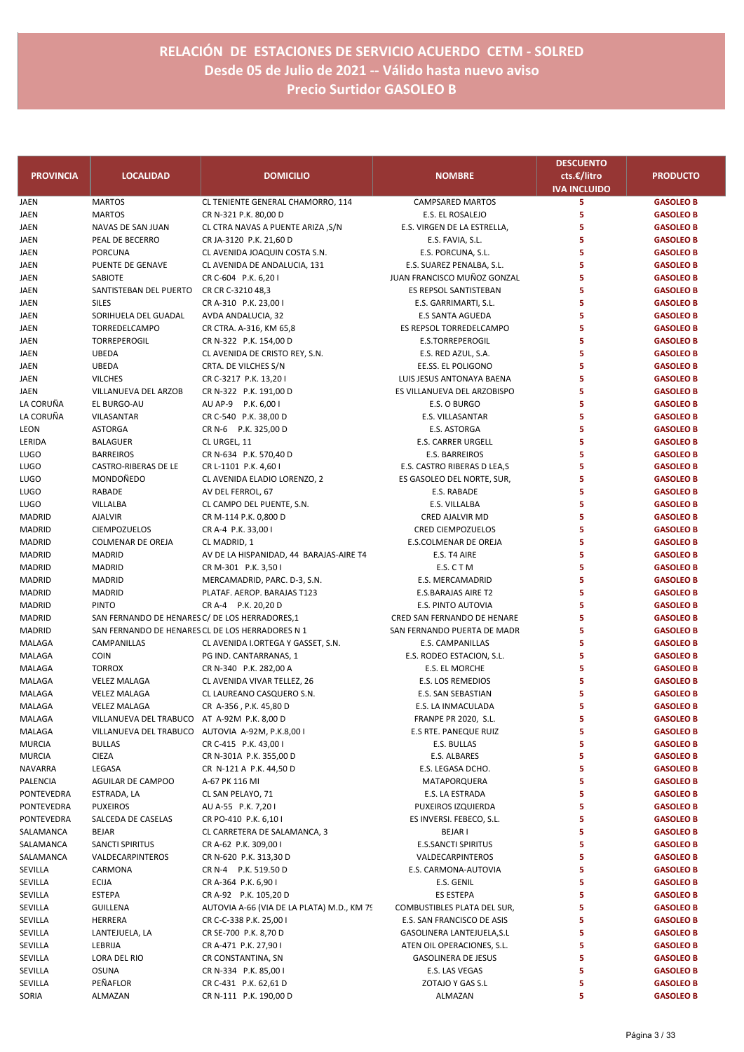## RELACIÓN DE ESTACIONES DE SERVICIO ACUERDO CETM - SOLRED
## Desde 05 de Julio de 2021 -- Válido hasta nuevo aviso
## Precio Surtidor GASOLEO B

| PROVINCIA | LOCALIDAD | DOMICILIO | NOMBRE | DESCUENTO cts.€/litro IVA INCLUIDO | PRODUCTO |
|---|---|---|---|---|---|
| JAEN | MARTOS | CL TENIENTE GENERAL CHAMORRO, 114 | CAMPSARED MARTOS | 5 | GASOLEO B |
| JAEN | MARTOS | CR N-321 P.K. 80,00 D | E.S. EL ROSALEJO | 5 | GASOLEO B |
| JAEN | NAVAS DE SAN JUAN | CL CTRA NAVAS A PUENTE ARIZA ,S/N | E.S. VIRGEN DE LA ESTRELLA, | 5 | GASOLEO B |
| JAEN | PEAL DE BECERRO | CR JA-3120 P.K. 21,60 D | E.S. FAVIA, S.L. | 5 | GASOLEO B |
| JAEN | PORCUNA | CL AVENIDA JOAQUIN COSTA S.N. | E.S. PORCUNA, S.L. | 5 | GASOLEO B |
| JAEN | PUENTE DE GENAVE | CL AVENIDA DE ANDALUCIA, 131 | E.S. SUAREZ PENALBA, S.L. | 5 | GASOLEO B |
| JAEN | SABIOTE | CR C-604 P.K. 6,20 I | JUAN FRANCISCO MUÑOZ GONZAL | 5 | GASOLEO B |
| JAEN | SANTISTEBAN DEL PUERTO | CR CR C-3210 48,3 | ES REPSOL SANTISTEBAN | 5 | GASOLEO B |
| JAEN | SILES | CR A-310 P.K. 23,00 I | E.S. GARRIMARTI, S.L. | 5 | GASOLEO B |
| JAEN | SORIHUELA DEL GUADAL | AVDA ANDALUCIA, 32 | E.S SANTA AGUEDA | 5 | GASOLEO B |
| JAEN | TORREDELCAMPO | CR CTRA. A-316, KM 65,8 | ES REPSOL TORREDELCAMPO | 5 | GASOLEO B |
| JAEN | TORREPEROGIL | CR N-322 P.K. 154,00 D | E.S.TORREPEROGIL | 5 | GASOLEO B |
| JAEN | UBEDA | CL AVENIDA DE CRISTO REY, S.N. | E.S. RED AZUL, S.A. | 5 | GASOLEO B |
| JAEN | UBEDA | CRTA. DE VILCHES S/N | EE.SS. EL POLIGONO | 5 | GASOLEO B |
| JAEN | VILCHES | CR C-3217 P.K. 13,20 I | LUIS JESUS ANTONAYA BAENA | 5 | GASOLEO B |
| JAEN | VILLANUEVA DEL ARZOB | CR N-322 P.K. 191,00 D | ES VILLANUEVA DEL ARZOBISPO | 5 | GASOLEO B |
| LA CORUÑA | EL BURGO-AU | AU AP-9 P.K. 6,00 I | E.S. O BURGO | 5 | GASOLEO B |
| LA CORUÑA | VILASANTAR | CR C-540 P.K. 38,00 D | E.S. VILLASANTAR | 5 | GASOLEO B |
| LEON | ASTORGA | CR N-6 P.K. 325,00 D | E.S. ASTORGA | 5 | GASOLEO B |
| LERIDA | BALAGUER | CL URGEL, 11 | E.S. CARRER URGELL | 5 | GASOLEO B |
| LUGO | BARREIROS | CR N-634 P.K. 570,40 D | E.S. BARREIROS | 5 | GASOLEO B |
| LUGO | CASTRO-RIBERAS DE LE | CR L-1101 P.K. 4,60 I | E.S. CASTRO RIBERAS D LEA,S | 5 | GASOLEO B |
| LUGO | MONDOÑEDO | CL AVENIDA ELADIO LORENZO, 2 | ES GASOLEO DEL NORTE, SUR, | 5 | GASOLEO B |
| LUGO | RABADE | AV DEL FERROL, 67 | E.S. RABADE | 5 | GASOLEO B |
| LUGO | VILLALBA | CL CAMPO DEL PUENTE, S.N. | E.S. VILLALBA | 5 | GASOLEO B |
| MADRID | AJALVIR | CR M-114 P.K. 0,800 D | CRED AJALVIR MD | 5 | GASOLEO B |
| MADRID | CIEMPOZUELOS | CR A-4 P.K. 33,00 I | CRED CIEMPOZUELOS | 5 | GASOLEO B |
| MADRID | COLMENAR DE OREJA | CL MADRID, 1 | E.S.COLMENAR DE OREJA | 5 | GASOLEO B |
| MADRID | MADRID | AV DE LA HISPANIDAD, 44 BARAJAS-AIRE T4 | E.S. T4 AIRE | 5 | GASOLEO B |
| MADRID | MADRID | CR M-301 P.K. 3,50 I | E.S. C T M | 5 | GASOLEO B |
| MADRID | MADRID | MERCAMADRID, PARC. D-3, S.N. | E.S. MERCAMADRID | 5 | GASOLEO B |
| MADRID | MADRID | PLATAF. AEROP. BARAJAS T123 | E.S.BARAJAS AIRE T2 | 5 | GASOLEO B |
| MADRID | PINTO | CR A-4 P.K. 20,20 D | E.S. PINTO AUTOVIA | 5 | GASOLEO B |
| MADRID | SAN FERNANDO DE HENARES | C/ DE LOS HERRADORES,1 | CRED SAN FERNANDO DE HENARE | 5 | GASOLEO B |
| MADRID | SAN FERNANDO DE HENARES | CL DE LOS HERRADORES N 1 | SAN FERNANDO PUERTA DE MADR | 5 | GASOLEO B |
| MALAGA | CAMPANILLAS | CL AVENIDA I.ORTEGA Y GASSET, S.N. | E.S. CAMPANILLAS | 5 | GASOLEO B |
| MALAGA | COIN | PG IND. CANTARRANAS, 1 | E.S. RODEO ESTACION, S.L. | 5 | GASOLEO B |
| MALAGA | TORROX | CR N-340 P.K. 282,00 A | E.S. EL MORCHE | 5 | GASOLEO B |
| MALAGA | VELEZ MALAGA | CL AVENIDA VIVAR TELLEZ, 26 | E.S. LOS REMEDIOS | 5 | GASOLEO B |
| MALAGA | VELEZ MALAGA | CL LAUREANO CASQUERO S.N. | E.S. SAN SEBASTIAN | 5 | GASOLEO B |
| MALAGA | VELEZ MALAGA | CR A-356 , P.K. 45,80 D | E.S. LA INMACULADA | 5 | GASOLEO B |
| MALAGA | VILLANUEVA DEL TRABUCO | AT A-92M P.K. 8,00 D | FRANPE PR 2020, S.L. | 5 | GASOLEO B |
| MALAGA | VILLANUEVA DEL TRABUCO | AUTOVIA A-92M, P.K.8,00 I | E.S RTE. PANEQUE RUIZ | 5 | GASOLEO B |
| MURCIA | BULLAS | CR C-415 P.K. 43,00 I | E.S. BULLAS | 5 | GASOLEO B |
| MURCIA | CIEZA | CR N-301A P.K. 355,00 D | E.S. ALBARES | 5 | GASOLEO B |
| NAVARRA | LEGASA | CR N-121 A P.K. 44,50 D | E.S. LEGASA DCHO. | 5 | GASOLEO B |
| PALENCIA | AGUILAR DE CAMPOO | A-67 PK 116 MI | MATAPORQUERA | 5 | GASOLEO B |
| PONTEVEDRA | ESTRADA, LA | CL SAN PELAYO, 71 | E.S. LA ESTRADA | 5 | GASOLEO B |
| PONTEVEDRA | PUXEIROS | AU A-55 P.K. 7,20 I | PUXEIROS IZQUIERDA | 5 | GASOLEO B |
| PONTEVEDRA | SALCEDA DE CASELAS | CR PO-410 P.K. 6,10 I | ES INVERSI. FEBECO, S.L. | 5 | GASOLEO B |
| SALAMANCA | BEJAR | CL CARRETERA DE SALAMANCA, 3 | BEJAR I | 5 | GASOLEO B |
| SALAMANCA | SANCTI SPIRITUS | CR A-62 P.K. 309,00 I | E.S.SANCTI SPIRITUS | 5 | GASOLEO B |
| SALAMANCA | VALDECARPINTEROS | CR N-620 P.K. 313,30 D | VALDECARPINTEROS | 5 | GASOLEO B |
| SEVILLA | CARMONA | CR N-4 P.K. 519.50 D | E.S. CARMONA-AUTOVIA | 5 | GASOLEO B |
| SEVILLA | ECIJA | CR A-364 P.K. 6,90 I | E.S. GENIL | 5 | GASOLEO B |
| SEVILLA | ESTEPA | CR A-92 P.K. 105,20 D | ES ESTEPA | 5 | GASOLEO B |
| SEVILLA | GUILLENA | AUTOVIA A-66 (VIA DE LA PLATA) M.D., KM 79 | COMBUSTIBLES PLATA DEL SUR, | 5 | GASOLEO B |
| SEVILLA | HERRERA | CR C-C-338 P.K. 25,00 I | E.S. SAN FRANCISCO DE ASIS | 5 | GASOLEO B |
| SEVILLA | LANTEJUELA, LA | CR SE-700 P.K. 8,70 D | GASOLINERA LANTEJUELA,S.L | 5 | GASOLEO B |
| SEVILLA | LEBRIJA | CR A-471 P.K. 27,90 I | ATEN OIL OPERACIONES, S.L. | 5 | GASOLEO B |
| SEVILLA | LORA DEL RIO | CR CONSTANTINA, SN | GASOLINERA DE JESUS | 5 | GASOLEO B |
| SEVILLA | OSUNA | CR N-334 P.K. 85,00 I | E.S. LAS VEGAS | 5 | GASOLEO B |
| SEVILLA | PEÑAFLOR | CR C-431 P.K. 62,61 D | ZOTAJO Y GAS S.L | 5 | GASOLEO B |
| SORIA | ALMAZAN | CR N-111 P.K. 190,00 D | ALMAZAN | 5 | GASOLEO B |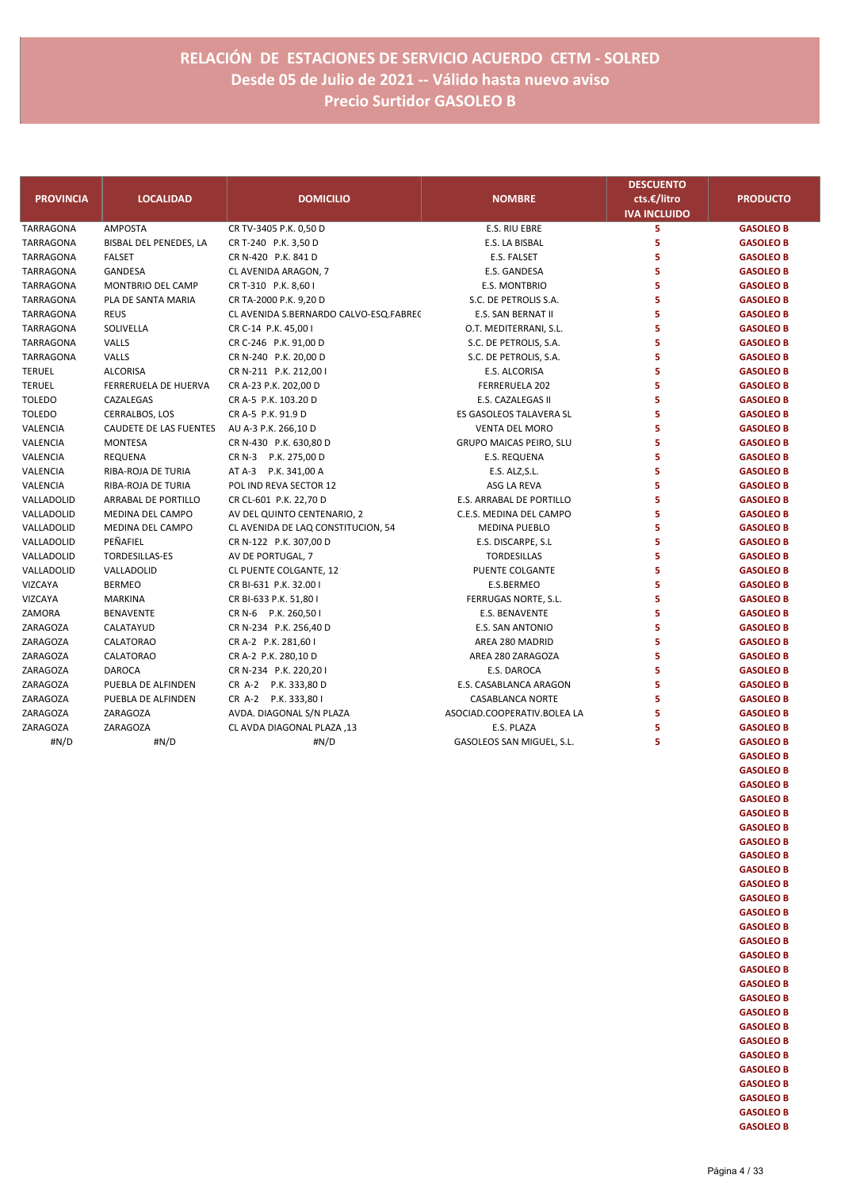# RELACIÓN DE ESTACIONES DE SERVICIO ACUERDO CETM - SOLRED
## Desde 05 de Julio de 2021 -- Válido hasta nuevo aviso
## Precio Surtidor GASOLEO B

| PROVINCIA | LOCALIDAD | DOMICILIO | NOMBRE | DESCUENTO cts.€/litro IVA INCLUIDO | PRODUCTO |
|---|---|---|---|---|---|
| TARRAGONA | AMPOSTA | CR TV-3405 P.K. 0,50 D | E.S. RIU EBRE | 5 | GASOLEO B |
| TARRAGONA | BISBAL DEL PENEDES, LA | CR T-240 P.K. 3,50 D | E.S. LA BISBAL | 5 | GASOLEO B |
| TARRAGONA | FALSET | CR N-420 P.K. 841 D | E.S. FALSET | 5 | GASOLEO B |
| TARRAGONA | GANDESA | CL AVENIDA ARAGON, 7 | E.S. GANDESA | 5 | GASOLEO B |
| TARRAGONA | MONTBRIO DEL CAMP | CR T-310 P.K. 8,60 I | E.S. MONTBRIO | 5 | GASOLEO B |
| TARRAGONA | PLA DE SANTA MARIA | CR TA-2000 P.K. 9,20 D | S.C. DE PETROLIS S.A. | 5 | GASOLEO B |
| TARRAGONA | REUS | CL AVENIDA S.BERNARDO CALVO-ESQ.FABREC | E.S. SAN BERNAT II | 5 | GASOLEO B |
| TARRAGONA | SOLIVELLA | CR C-14 P.K. 45,00 I | O.T. MEDITERRANI, S.L. | 5 | GASOLEO B |
| TARRAGONA | VALLS | CR C-246 P.K. 91,00 D | S.C. DE PETROLIS, S.A. | 5 | GASOLEO B |
| TARRAGONA | VALLS | CR N-240 P.K. 20,00 D | S.C. DE PETROLIS, S.A. | 5 | GASOLEO B |
| TERUEL | ALCORISA | CR N-211 P.K. 212,00 I | E.S. ALCORISA | 5 | GASOLEO B |
| TERUEL | FERRERUELA DE HUERVA | CR A-23 P.K. 202,00 D | FERRERUELA 202 | 5 | GASOLEO B |
| TOLEDO | CAZALEGAS | CR A-5 P.K. 103.20 D | E.S. CAZALEGAS II | 5 | GASOLEO B |
| TOLEDO | CERRALBOS, LOS | CR A-5 P.K. 91.9 D | ES GASOLEOS TALAVERA SL | 5 | GASOLEO B |
| VALENCIA | CAUDETE DE LAS FUENTES | AU A-3 P.K. 266,10 D | VENTA DEL MORO | 5 | GASOLEO B |
| VALENCIA | MONTESA | CR N-430 P.K. 630,80 D | GRUPO MAICAS PEIRO, SLU | 5 | GASOLEO B |
| VALENCIA | REQUENA | CR N-3 P.K. 275,00 D | E.S. REQUENA | 5 | GASOLEO B |
| VALENCIA | RIBA-ROJA DE TURIA | AT A-3 P.K. 341,00 A | E.S. ALZ,S.L. | 5 | GASOLEO B |
| VALENCIA | RIBA-ROJA DE TURIA | POL IND REVA SECTOR 12 | ASG LA REVA | 5 | GASOLEO B |
| VALLADOLID | ARRABAL DE PORTILLO | CR CL-601 P.K. 22,70 D | E.S. ARRABAL DE PORTILLO | 5 | GASOLEO B |
| VALLADOLID | MEDINA DEL CAMPO | AV DEL QUINTO CENTENARIO, 2 | C.E.S. MEDINA DEL CAMPO | 5 | GASOLEO B |
| VALLADOLID | MEDINA DEL CAMPO | CL AVENIDA DE LAQ CONSTITUCION, 54 | MEDINA PUEBLO | 5 | GASOLEO B |
| VALLADOLID | PEÑAFIEL | CR N-122 P.K. 307,00 D | E.S. DISCARPE, S.L | 5 | GASOLEO B |
| VALLADOLID | TORDESILLAS-ES | AV DE PORTUGAL, 7 | TORDESILLAS | 5 | GASOLEO B |
| VALLADOLID | VALLADOLID | CL PUENTE COLGANTE, 12 | PUENTE COLGANTE | 5 | GASOLEO B |
| VIZCAYA | BERMEO | CR BI-631 P.K. 32.00 I | E.S.BERMEO | 5 | GASOLEO B |
| VIZCAYA | MARKINA | CR BI-633 P.K. 51,80 I | FERRUGAS NORTE, S.L. | 5 | GASOLEO B |
| ZAMORA | BENAVENTE | CR N-6 P.K. 260,50 I | E.S. BENAVENTE | 5 | GASOLEO B |
| ZARAGOZA | CALATAYUD | CR N-234 P.K. 256,40 D | E.S. SAN ANTONIO | 5 | GASOLEO B |
| ZARAGOZA | CALATORAO | CR A-2 P.K. 281,60 I | AREA 280 MADRID | 5 | GASOLEO B |
| ZARAGOZA | CALATORAO | CR A-2 P.K. 280,10 D | AREA 280 ZARAGOZA | 5 | GASOLEO B |
| ZARAGOZA | DAROCA | CR N-234 P.K. 220,20 I | E.S. DAROCA | 5 | GASOLEO B |
| ZARAGOZA | PUEBLA DE ALFINDEN | CR A-2 P.K. 333,80 D | E.S. CASABLANCA ARAGON | 5 | GASOLEO B |
| ZARAGOZA | PUEBLA DE ALFINDEN | CR A-2 P.K. 333,80 I | CASABLANCA NORTE | 5 | GASOLEO B |
| ZARAGOZA | ZARAGOZA | AVDA. DIAGONAL S/N PLAZA | ASOCIAD.COOPERATIV.BOLEA LA | 5 | GASOLEO B |
| ZARAGOZA | ZARAGOZA | CL AVDA DIAGONAL PLAZA ,13 | E.S. PLAZA | 5 | GASOLEO B |
| #N/D | #N/D | #N/D | GASOLEOS SAN MIGUEL, S.L. | 5 | GASOLEO B |
| | | | | | GASOLEO B |
| | | | | | GASOLEO B |
| | | | | | GASOLEO B |
| | | | | | GASOLEO B |
| | | | | | GASOLEO B |
| | | | | | GASOLEO B |
| | | | | | GASOLEO B |
| | | | | | GASOLEO B |
| | | | | | GASOLEO B |
| | | | | | GASOLEO B |
| | | | | | GASOLEO B |
| | | | | | GASOLEO B |
| | | | | | GASOLEO B |
| | | | | | GASOLEO B |
| | | | | | GASOLEO B |
| | | | | | GASOLEO B |
| | | | | | GASOLEO B |
| | | | | | GASOLEO B |
| | | | | | GASOLEO B |
| | | | | | GASOLEO B |
| | | | | | GASOLEO B |
| | | | | | GASOLEO B |
| | | | | | GASOLEO B |
| | | | | | GASOLEO B |
| | | | | | GASOLEO B |
| | | | | | GASOLEO B |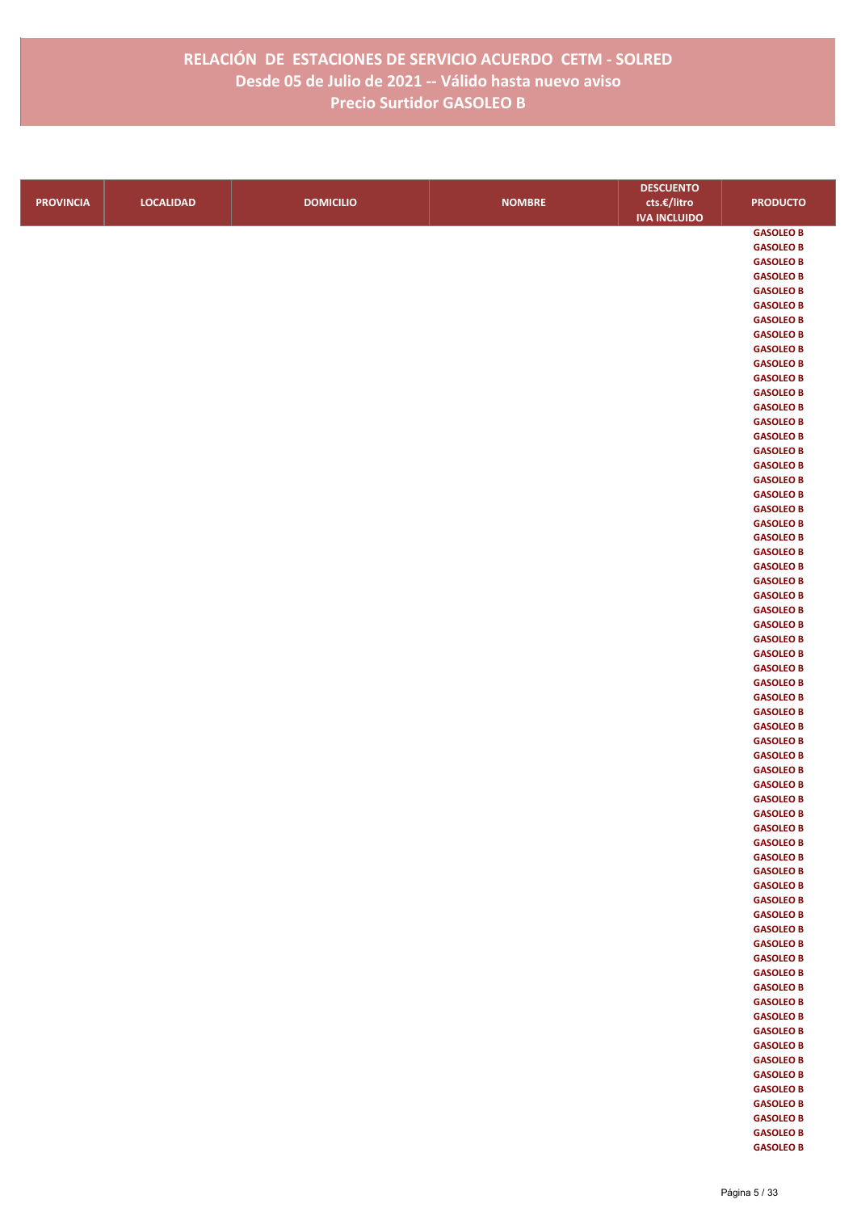# RELACIÓN DE ESTACIONES DE SERVICIO ACUERDO CETM - SOLRED
## Desde 05 de Julio de 2021 -- Válido hasta nuevo aviso
## Precio Surtidor GASOLEO B

| PROVINCIA | LOCALIDAD | DOMICILIO | NOMBRE | DESCUENTO cts.€/litro IVA INCLUIDO | PRODUCTO |
|---|---|---|---|---|---|
| | | | | | GASOLEO B |
| | | | | | GASOLEO B |
| | | | | | GASOLEO B |
| | | | | | GASOLEO B |
| | | | | | GASOLEO B |
| | | | | | GASOLEO B |
| | | | | | GASOLEO B |
| | | | | | GASOLEO B |
| | | | | | GASOLEO B |
| | | | | | GASOLEO B |
| | | | | | GASOLEO B |
| | | | | | GASOLEO B |
| | | | | | GASOLEO B |
| | | | | | GASOLEO B |
| | | | | | GASOLEO B |
| | | | | | GASOLEO B |
| | | | | | GASOLEO B |
| | | | | | GASOLEO B |
| | | | | | GASOLEO B |
| | | | | | GASOLEO B |
| | | | | | GASOLEO B |
| | | | | | GASOLEO B |
| | | | | | GASOLEO B |
| | | | | | GASOLEO B |
| | | | | | GASOLEO B |
| | | | | | GASOLEO B |
| | | | | | GASOLEO B |
| | | | | | GASOLEO B |
| | | | | | GASOLEO B |
| | | | | | GASOLEO B |
| | | | | | GASOLEO B |
| | | | | | GASOLEO B |
| | | | | | GASOLEO B |
| | | | | | GASOLEO B |
| | | | | | GASOLEO B |
| | | | | | GASOLEO B |
| | | | | | GASOLEO B |
| | | | | | GASOLEO B |
| | | | | | GASOLEO B |
| | | | | | GASOLEO B |
| | | | | | GASOLEO B |
| | | | | | GASOLEO B |
| | | | | | GASOLEO B |
| | | | | | GASOLEO B |
| | | | | | GASOLEO B |
| | | | | | GASOLEO B |
| | | | | | GASOLEO B |
| | | | | | GASOLEO B |
| | | | | | GASOLEO B |
| | | | | | GASOLEO B |
| | | | | | GASOLEO B |
| | | | | | GASOLEO B |
| | | | | | GASOLEO B |
| | | | | | GASOLEO B |
| | | | | | GASOLEO B |
| | | | | | GASOLEO B |
| | | | | | GASOLEO B |
| | | | | | GASOLEO B |
| | | | | | GASOLEO B |
| | | | | | GASOLEO B |
| | | | | | GASOLEO B |
| | | | | | GASOLEO B |
| | | | | | GASOLEO B |
| | | | | | GASOLEO B |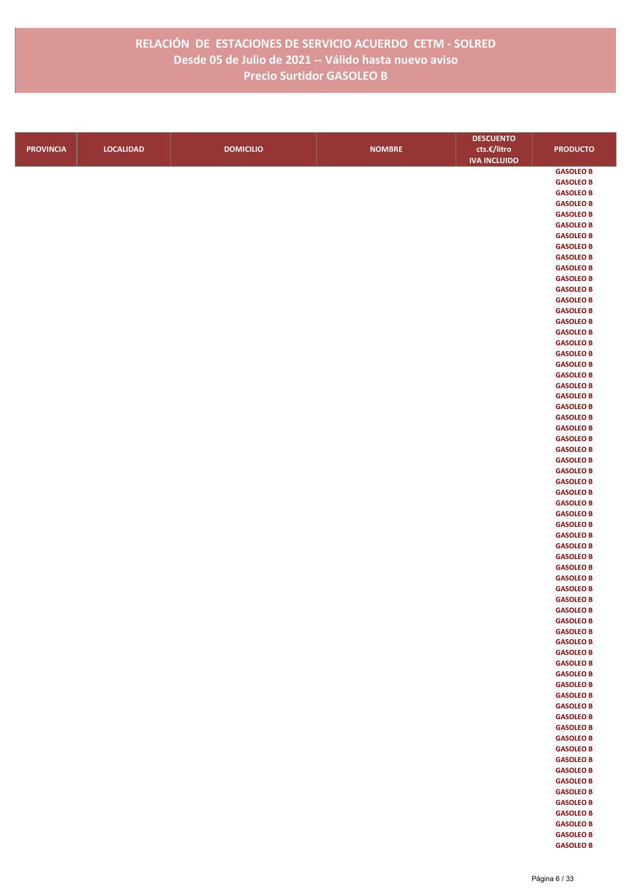# RELACIÓN DE ESTACIONES DE SERVICIO ACUERDO CETM - SOLRED
## Desde 05 de Julio de 2021 -- Válido hasta nuevo aviso
## Precio Surtidor GASOLEO B

| PROVINCIA | LOCALIDAD | DOMICILIO | NOMBRE | DESCUENTO cts.€/litro IVA INCLUIDO | PRODUCTO |
|---|---|---|---|---|---|
| | | | | | GASOLEO B |
| | | | | | GASOLEO B |
| | | | | | GASOLEO B |
| | | | | | GASOLEO B |
| | | | | | GASOLEO B |
| | | | | | GASOLEO B |
| | | | | | GASOLEO B |
| | | | | | GASOLEO B |
| | | | | | GASOLEO B |
| | | | | | GASOLEO B |
| | | | | | GASOLEO B |
| | | | | | GASOLEO B |
| | | | | | GASOLEO B |
| | | | | | GASOLEO B |
| | | | | | GASOLEO B |
| | | | | | GASOLEO B |
| | | | | | GASOLEO B |
| | | | | | GASOLEO B |
| | | | | | GASOLEO B |
| | | | | | GASOLEO B |
| | | | | | GASOLEO B |
| | | | | | GASOLEO B |
| | | | | | GASOLEO B |
| | | | | | GASOLEO B |
| | | | | | GASOLEO B |
| | | | | | GASOLEO B |
| | | | | | GASOLEO B |
| | | | | | GASOLEO B |
| | | | | | GASOLEO B |
| | | | | | GASOLEO B |
| | | | | | GASOLEO B |
| | | | | | GASOLEO B |
| | | | | | GASOLEO B |
| | | | | | GASOLEO B |
| | | | | | GASOLEO B |
| | | | | | GASOLEO B |
| | | | | | GASOLEO B |
| | | | | | GASOLEO B |
| | | | | | GASOLEO B |
| | | | | | GASOLEO B |
| | | | | | GASOLEO B |
| | | | | | GASOLEO B |
| | | | | | GASOLEO B |
| | | | | | GASOLEO B |
| | | | | | GASOLEO B |
| | | | | | GASOLEO B |
| | | | | | GASOLEO B |
| | | | | | GASOLEO B |
| | | | | | GASOLEO B |
| | | | | | GASOLEO B |
| | | | | | GASOLEO B |
| | | | | | GASOLEO B |
| | | | | | GASOLEO B |
| | | | | | GASOLEO B |
| | | | | | GASOLEO B |
| | | | | | GASOLEO B |
| | | | | | GASOLEO B |
| | | | | | GASOLEO B |
| | | | | | GASOLEO B |
| | | | | | GASOLEO B |
| | | | | | GASOLEO B |
| | | | | | GASOLEO B |
| | | | | | GASOLEO B |
| | | | | | GASOLEO B |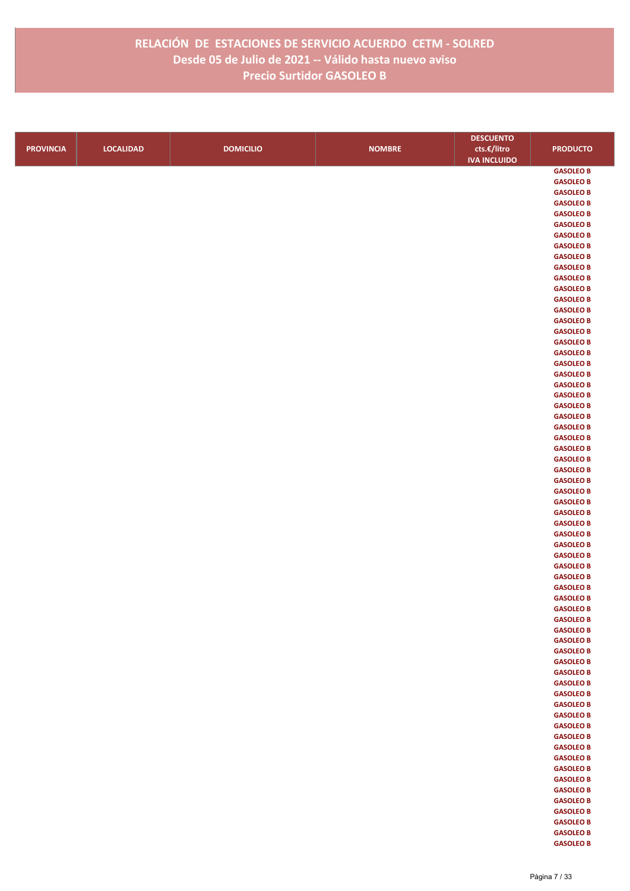# RELACIÓN DE ESTACIONES DE SERVICIO ACUERDO CETM - SOLRED
## Desde 05 de Julio de 2021 -- Válido hasta nuevo aviso
## Precio Surtidor GASOLEO B

| PROVINCIA | LOCALIDAD | DOMICILIO | NOMBRE | DESCUENTO cts.€/litro IVA INCLUIDO | PRODUCTO |
|---|---|---|---|---|---|
| | | | | | GASOLEO B |
| | | | | | GASOLEO B |
| | | | | | GASOLEO B |
| | | | | | GASOLEO B |
| | | | | | GASOLEO B |
| | | | | | GASOLEO B |
| | | | | | GASOLEO B |
| | | | | | GASOLEO B |
| | | | | | GASOLEO B |
| | | | | | GASOLEO B |
| | | | | | GASOLEO B |
| | | | | | GASOLEO B |
| | | | | | GASOLEO B |
| | | | | | GASOLEO B |
| | | | | | GASOLEO B |
| | | | | | GASOLEO B |
| | | | | | GASOLEO B |
| | | | | | GASOLEO B |
| | | | | | GASOLEO B |
| | | | | | GASOLEO B |
| | | | | | GASOLEO B |
| | | | | | GASOLEO B |
| | | | | | GASOLEO B |
| | | | | | GASOLEO B |
| | | | | | GASOLEO B |
| | | | | | GASOLEO B |
| | | | | | GASOLEO B |
| | | | | | GASOLEO B |
| | | | | | GASOLEO B |
| | | | | | GASOLEO B |
| | | | | | GASOLEO B |
| | | | | | GASOLEO B |
| | | | | | GASOLEO B |
| | | | | | GASOLEO B |
| | | | | | GASOLEO B |
| | | | | | GASOLEO B |
| | | | | | GASOLEO B |
| | | | | | GASOLEO B |
| | | | | | GASOLEO B |
| | | | | | GASOLEO B |
| | | | | | GASOLEO B |
| | | | | | GASOLEO B |
| | | | | | GASOLEO B |
| | | | | | GASOLEO B |
| | | | | | GASOLEO B |
| | | | | | GASOLEO B |
| | | | | | GASOLEO B |
| | | | | | GASOLEO B |
| | | | | | GASOLEO B |
| | | | | | GASOLEO B |
| | | | | | GASOLEO B |
| | | | | | GASOLEO B |
| | | | | | GASOLEO B |
| | | | | | GASOLEO B |
| | | | | | GASOLEO B |
| | | | | | GASOLEO B |
| | | | | | GASOLEO B |
| | | | | | GASOLEO B |
| | | | | | GASOLEO B |
| | | | | | GASOLEO B |
| | | | | | GASOLEO B |
| | | | | | GASOLEO B |
| | | | | | GASOLEO B |
| | | | | | GASOLEO B |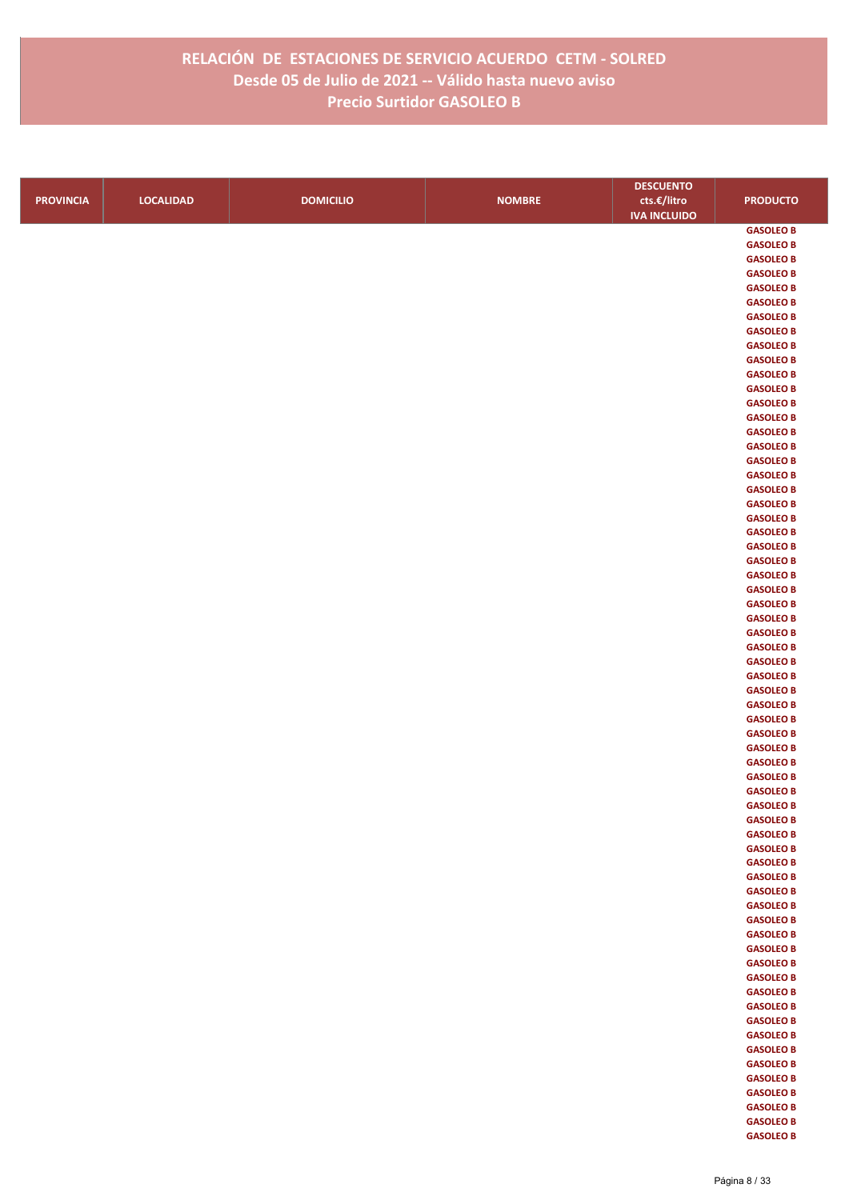# RELACIÓN DE ESTACIONES DE SERVICIO ACUERDO CETM - SOLRED
## Desde 05 de Julio de 2021 -- Válido hasta nuevo aviso
## Precio Surtidor GASOLEO B

| PROVINCIA | LOCALIDAD | DOMICILIO | NOMBRE | DESCUENTO cts.€/litro IVA INCLUIDO | PRODUCTO |
|---|---|---|---|---|---|
| | | | | | GASOLEO B |
| | | | | | GASOLEO B |
| | | | | | GASOLEO B |
| | | | | | GASOLEO B |
| | | | | | GASOLEO B |
| | | | | | GASOLEO B |
| | | | | | GASOLEO B |
| | | | | | GASOLEO B |
| | | | | | GASOLEO B |
| | | | | | GASOLEO B |
| | | | | | GASOLEO B |
| | | | | | GASOLEO B |
| | | | | | GASOLEO B |
| | | | | | GASOLEO B |
| | | | | | GASOLEO B |
| | | | | | GASOLEO B |
| | | | | | GASOLEO B |
| | | | | | GASOLEO B |
| | | | | | GASOLEO B |
| | | | | | GASOLEO B |
| | | | | | GASOLEO B |
| | | | | | GASOLEO B |
| | | | | | GASOLEO B |
| | | | | | GASOLEO B |
| | | | | | GASOLEO B |
| | | | | | GASOLEO B |
| | | | | | GASOLEO B |
| | | | | | GASOLEO B |
| | | | | | GASOLEO B |
| | | | | | GASOLEO B |
| | | | | | GASOLEO B |
| | | | | | GASOLEO B |
| | | | | | GASOLEO B |
| | | | | | GASOLEO B |
| | | | | | GASOLEO B |
| | | | | | GASOLEO B |
| | | | | | GASOLEO B |
| | | | | | GASOLEO B |
| | | | | | GASOLEO B |
| | | | | | GASOLEO B |
| | | | | | GASOLEO B |
| | | | | | GASOLEO B |
| | | | | | GASOLEO B |
| | | | | | GASOLEO B |
| | | | | | GASOLEO B |
| | | | | | GASOLEO B |
| | | | | | GASOLEO B |
| | | | | | GASOLEO B |
| | | | | | GASOLEO B |
| | | | | | GASOLEO B |
| | | | | | GASOLEO B |
| | | | | | GASOLEO B |
| | | | | | GASOLEO B |
| | | | | | GASOLEO B |
| | | | | | GASOLEO B |
| | | | | | GASOLEO B |
| | | | | | GASOLEO B |
| | | | | | GASOLEO B |
| | | | | | GASOLEO B |
| | | | | | GASOLEO B |
| | | | | | GASOLEO B |
| | | | | | GASOLEO B |
| | | | | | GASOLEO B |
| | | | | | GASOLEO B |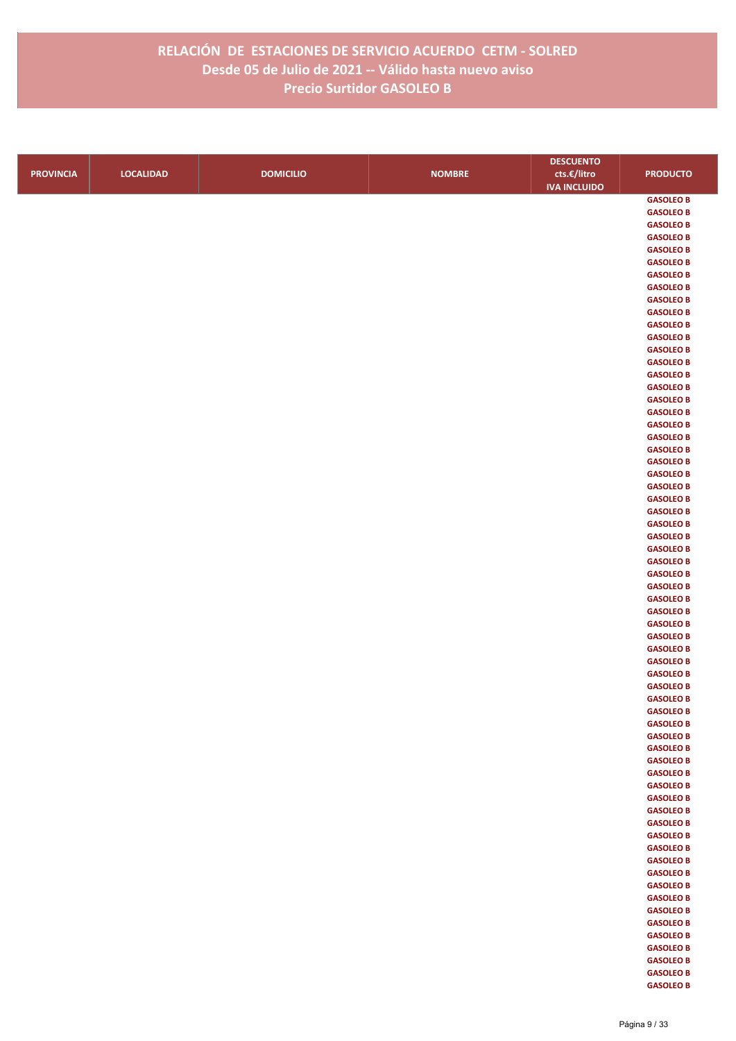# RELACIÓN DE ESTACIONES DE SERVICIO ACUERDO CETM - SOLRED
## Desde 05 de Julio de 2021 -- Válido hasta nuevo aviso
## Precio Surtidor GASOLEO B

| PROVINCIA | LOCALIDAD | DOMICILIO | NOMBRE | DESCUENTO cts.€/litro IVA INCLUIDO | PRODUCTO |
|---|---|---|---|---|---|
| | | | | | GASOLEO B |
| | | | | | GASOLEO B |
| | | | | | GASOLEO B |
| | | | | | GASOLEO B |
| | | | | | GASOLEO B |
| | | | | | GASOLEO B |
| | | | | | GASOLEO B |
| | | | | | GASOLEO B |
| | | | | | GASOLEO B |
| | | | | | GASOLEO B |
| | | | | | GASOLEO B |
| | | | | | GASOLEO B |
| | | | | | GASOLEO B |
| | | | | | GASOLEO B |
| | | | | | GASOLEO B |
| | | | | | GASOLEO B |
| | | | | | GASOLEO B |
| | | | | | GASOLEO B |
| | | | | | GASOLEO B |
| | | | | | GASOLEO B |
| | | | | | GASOLEO B |
| | | | | | GASOLEO B |
| | | | | | GASOLEO B |
| | | | | | GASOLEO B |
| | | | | | GASOLEO B |
| | | | | | GASOLEO B |
| | | | | | GASOLEO B |
| | | | | | GASOLEO B |
| | | | | | GASOLEO B |
| | | | | | GASOLEO B |
| | | | | | GASOLEO B |
| | | | | | GASOLEO B |
| | | | | | GASOLEO B |
| | | | | | GASOLEO B |
| | | | | | GASOLEO B |
| | | | | | GASOLEO B |
| | | | | | GASOLEO B |
| | | | | | GASOLEO B |
| | | | | | GASOLEO B |
| | | | | | GASOLEO B |
| | | | | | GASOLEO B |
| | | | | | GASOLEO B |
| | | | | | GASOLEO B |
| | | | | | GASOLEO B |
| | | | | | GASOLEO B |
| | | | | | GASOLEO B |
| | | | | | GASOLEO B |
| | | | | | GASOLEO B |
| | | | | | GASOLEO B |
| | | | | | GASOLEO B |
| | | | | | GASOLEO B |
| | | | | | GASOLEO B |
| | | | | | GASOLEO B |
| | | | | | GASOLEO B |
| | | | | | GASOLEO B |
| | | | | | GASOLEO B |
| | | | | | GASOLEO B |
| | | | | | GASOLEO B |
| | | | | | GASOLEO B |
| | | | | | GASOLEO B |
| | | | | | GASOLEO B |
| | | | | | GASOLEO B |
| | | | | | GASOLEO B |
| | | | | | GASOLEO B |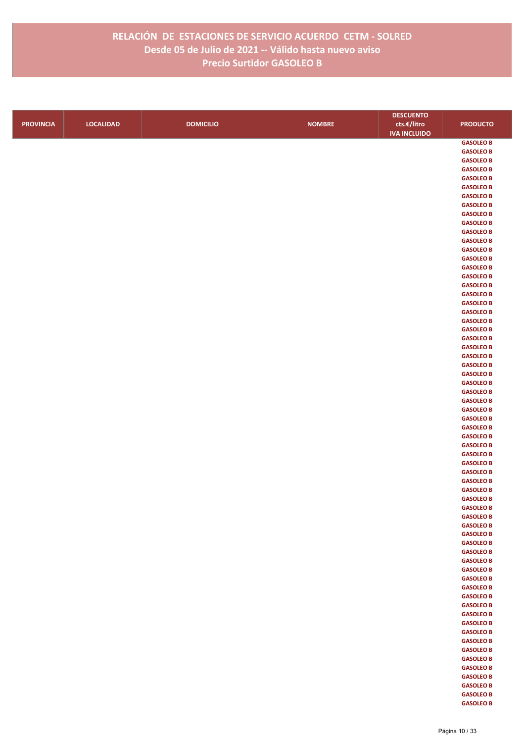# RELACIÓN DE ESTACIONES DE SERVICIO ACUERDO CETM - SOLRED
## Desde 05 de Julio de 2021 -- Válido hasta nuevo aviso
## Precio Surtidor GASOLEO B

| PROVINCIA | LOCALIDAD | DOMICILIO | NOMBRE | DESCUENTO cts.€/litro IVA INCLUIDO | PRODUCTO |
|---|---|---|---|---|---|
| | | | | | GASOLEO B |
| | | | | | GASOLEO B |
| | | | | | GASOLEO B |
| | | | | | GASOLEO B |
| | | | | | GASOLEO B |
| | | | | | GASOLEO B |
| | | | | | GASOLEO B |
| | | | | | GASOLEO B |
| | | | | | GASOLEO B |
| | | | | | GASOLEO B |
| | | | | | GASOLEO B |
| | | | | | GASOLEO B |
| | | | | | GASOLEO B |
| | | | | | GASOLEO B |
| | | | | | GASOLEO B |
| | | | | | GASOLEO B |
| | | | | | GASOLEO B |
| | | | | | GASOLEO B |
| | | | | | GASOLEO B |
| | | | | | GASOLEO B |
| | | | | | GASOLEO B |
| | | | | | GASOLEO B |
| | | | | | GASOLEO B |
| | | | | | GASOLEO B |
| | | | | | GASOLEO B |
| | | | | | GASOLEO B |
| | | | | | GASOLEO B |
| | | | | | GASOLEO B |
| | | | | | GASOLEO B |
| | | | | | GASOLEO B |
| | | | | | GASOLEO B |
| | | | | | GASOLEO B |
| | | | | | GASOLEO B |
| | | | | | GASOLEO B |
| | | | | | GASOLEO B |
| | | | | | GASOLEO B |
| | | | | | GASOLEO B |
| | | | | | GASOLEO B |
| | | | | | GASOLEO B |
| | | | | | GASOLEO B |
| | | | | | GASOLEO B |
| | | | | | GASOLEO B |
| | | | | | GASOLEO B |
| | | | | | GASOLEO B |
| | | | | | GASOLEO B |
| | | | | | GASOLEO B |
| | | | | | GASOLEO B |
| | | | | | GASOLEO B |
| | | | | | GASOLEO B |
| | | | | | GASOLEO B |
| | | | | | GASOLEO B |
| | | | | | GASOLEO B |
| | | | | | GASOLEO B |
| | | | | | GASOLEO B |
| | | | | | GASOLEO B |
| | | | | | GASOLEO B |
| | | | | | GASOLEO B |
| | | | | | GASOLEO B |
| | | | | | GASOLEO B |
| | | | | | GASOLEO B |
| | | | | | GASOLEO B |
| | | | | | GASOLEO B |
| | | | | | GASOLEO B |
| | | | | | GASOLEO B |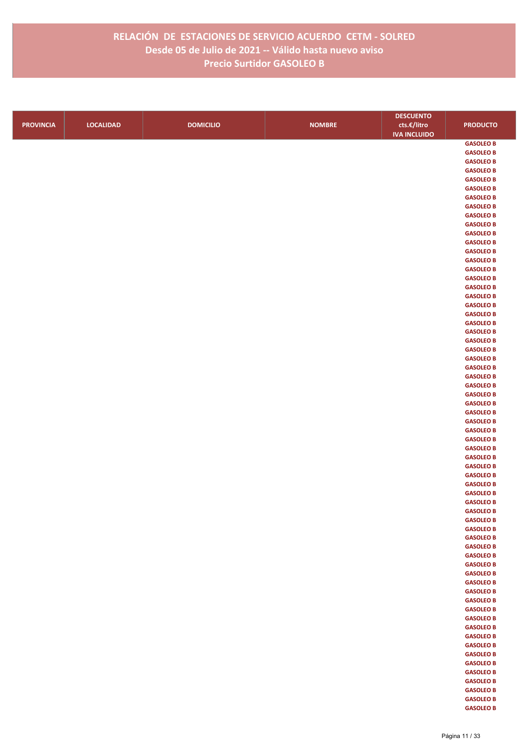# RELACIÓN DE ESTACIONES DE SERVICIO ACUERDO CETM - SOLRED
## Desde 05 de Julio de 2021 -- Válido hasta nuevo aviso
## Precio Surtidor GASOLEO B

| PROVINCIA | LOCALIDAD | DOMICILIO | NOMBRE | DESCUENTO cts.€/litro IVA INCLUIDO | PRODUCTO |
|---|---|---|---|---|---|
| | | | | | GASOLEO B |
| | | | | | GASOLEO B |
| | | | | | GASOLEO B |
| | | | | | GASOLEO B |
| | | | | | GASOLEO B |
| | | | | | GASOLEO B |
| | | | | | GASOLEO B |
| | | | | | GASOLEO B |
| | | | | | GASOLEO B |
| | | | | | GASOLEO B |
| | | | | | GASOLEO B |
| | | | | | GASOLEO B |
| | | | | | GASOLEO B |
| | | | | | GASOLEO B |
| | | | | | GASOLEO B |
| | | | | | GASOLEO B |
| | | | | | GASOLEO B |
| | | | | | GASOLEO B |
| | | | | | GASOLEO B |
| | | | | | GASOLEO B |
| | | | | | GASOLEO B |
| | | | | | GASOLEO B |
| | | | | | GASOLEO B |
| | | | | | GASOLEO B |
| | | | | | GASOLEO B |
| | | | | | GASOLEO B |
| | | | | | GASOLEO B |
| | | | | | GASOLEO B |
| | | | | | GASOLEO B |
| | | | | | GASOLEO B |
| | | | | | GASOLEO B |
| | | | | | GASOLEO B |
| | | | | | GASOLEO B |
| | | | | | GASOLEO B |
| | | | | | GASOLEO B |
| | | | | | GASOLEO B |
| | | | | | GASOLEO B |
| | | | | | GASOLEO B |
| | | | | | GASOLEO B |
| | | | | | GASOLEO B |
| | | | | | GASOLEO B |
| | | | | | GASOLEO B |
| | | | | | GASOLEO B |
| | | | | | GASOLEO B |
| | | | | | GASOLEO B |
| | | | | | GASOLEO B |
| | | | | | GASOLEO B |
| | | | | | GASOLEO B |
| | | | | | GASOLEO B |
| | | | | | GASOLEO B |
| | | | | | GASOLEO B |
| | | | | | GASOLEO B |
| | | | | | GASOLEO B |
| | | | | | GASOLEO B |
| | | | | | GASOLEO B |
| | | | | | GASOLEO B |
| | | | | | GASOLEO B |
| | | | | | GASOLEO B |
| | | | | | GASOLEO B |
| | | | | | GASOLEO B |
| | | | | | GASOLEO B |
| | | | | | GASOLEO B |
| | | | | | GASOLEO B |
| | | | | | GASOLEO B |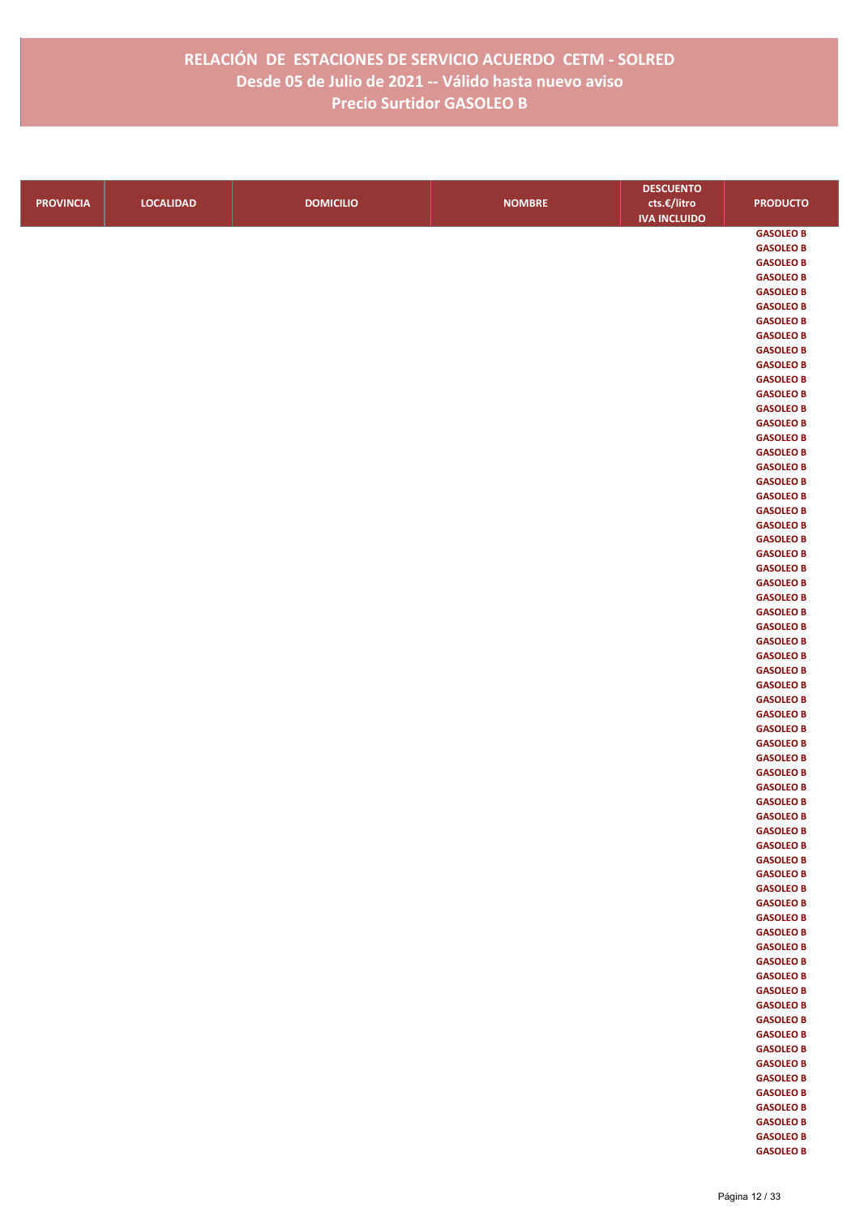# RELACIÓN DE ESTACIONES DE SERVICIO ACUERDO CETM - SOLRED
## Desde 05 de Julio de 2021 -- Válido hasta nuevo aviso
## Precio Surtidor GASOLEO B

| PROVINCIA | LOCALIDAD | DOMICILIO | NOMBRE | DESCUENTO cts.€/litro IVA INCLUIDO | PRODUCTO |
|---|---|---|---|---|---|
| | | | | | GASOLEO B |
| | | | | | GASOLEO B |
| | | | | | GASOLEO B |
| | | | | | GASOLEO B |
| | | | | | GASOLEO B |
| | | | | | GASOLEO B |
| | | | | | GASOLEO B |
| | | | | | GASOLEO B |
| | | | | | GASOLEO B |
| | | | | | GASOLEO B |
| | | | | | GASOLEO B |
| | | | | | GASOLEO B |
| | | | | | GASOLEO B |
| | | | | | GASOLEO B |
| | | | | | GASOLEO B |
| | | | | | GASOLEO B |
| | | | | | GASOLEO B |
| | | | | | GASOLEO B |
| | | | | | GASOLEO B |
| | | | | | GASOLEO B |
| | | | | | GASOLEO B |
| | | | | | GASOLEO B |
| | | | | | GASOLEO B |
| | | | | | GASOLEO B |
| | | | | | GASOLEO B |
| | | | | | GASOLEO B |
| | | | | | GASOLEO B |
| | | | | | GASOLEO B |
| | | | | | GASOLEO B |
| | | | | | GASOLEO B |
| | | | | | GASOLEO B |
| | | | | | GASOLEO B |
| | | | | | GASOLEO B |
| | | | | | GASOLEO B |
| | | | | | GASOLEO B |
| | | | | | GASOLEO B |
| | | | | | GASOLEO B |
| | | | | | GASOLEO B |
| | | | | | GASOLEO B |
| | | | | | GASOLEO B |
| | | | | | GASOLEO B |
| | | | | | GASOLEO B |
| | | | | | GASOLEO B |
| | | | | | GASOLEO B |
| | | | | | GASOLEO B |
| | | | | | GASOLEO B |
| | | | | | GASOLEO B |
| | | | | | GASOLEO B |
| | | | | | GASOLEO B |
| | | | | | GASOLEO B |
| | | | | | GASOLEO B |
| | | | | | GASOLEO B |
| | | | | | GASOLEO B |
| | | | | | GASOLEO B |
| | | | | | GASOLEO B |
| | | | | | GASOLEO B |
| | | | | | GASOLEO B |
| | | | | | GASOLEO B |
| | | | | | GASOLEO B |
| | | | | | GASOLEO B |
| | | | | | GASOLEO B |
| | | | | | GASOLEO B |
| | | | | | GASOLEO B |
| | | | | | GASOLEO B |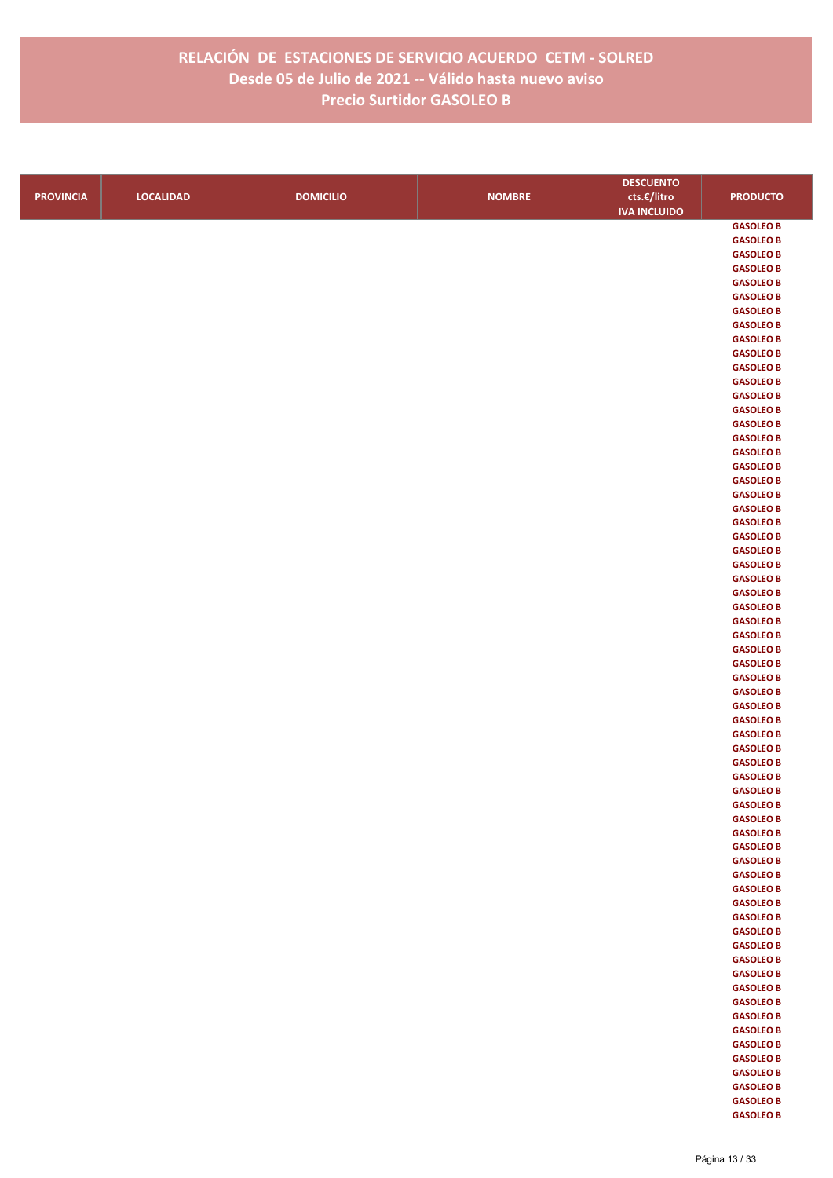# RELACIÓN DE ESTACIONES DE SERVICIO ACUERDO CETM - SOLRED
## Desde 05 de Julio de 2021 -- Válido hasta nuevo aviso
## Precio Surtidor GASOLEO B

| PROVINCIA | LOCALIDAD | DOMICILIO | NOMBRE | DESCUENTO cts.€/litro IVA INCLUIDO | PRODUCTO |
|---|---|---|---|---|---|
| | | | | | GASOLEO B |
| | | | | | GASOLEO B |
| | | | | | GASOLEO B |
| | | | | | GASOLEO B |
| | | | | | GASOLEO B |
| | | | | | GASOLEO B |
| | | | | | GASOLEO B |
| | | | | | GASOLEO B |
| | | | | | GASOLEO B |
| | | | | | GASOLEO B |
| | | | | | GASOLEO B |
| | | | | | GASOLEO B |
| | | | | | GASOLEO B |
| | | | | | GASOLEO B |
| | | | | | GASOLEO B |
| | | | | | GASOLEO B |
| | | | | | GASOLEO B |
| | | | | | GASOLEO B |
| | | | | | GASOLEO B |
| | | | | | GASOLEO B |
| | | | | | GASOLEO B |
| | | | | | GASOLEO B |
| | | | | | GASOLEO B |
| | | | | | GASOLEO B |
| | | | | | GASOLEO B |
| | | | | | GASOLEO B |
| | | | | | GASOLEO B |
| | | | | | GASOLEO B |
| | | | | | GASOLEO B |
| | | | | | GASOLEO B |
| | | | | | GASOLEO B |
| | | | | | GASOLEO B |
| | | | | | GASOLEO B |
| | | | | | GASOLEO B |
| | | | | | GASOLEO B |
| | | | | | GASOLEO B |
| | | | | | GASOLEO B |
| | | | | | GASOLEO B |
| | | | | | GASOLEO B |
| | | | | | GASOLEO B |
| | | | | | GASOLEO B |
| | | | | | GASOLEO B |
| | | | | | GASOLEO B |
| | | | | | GASOLEO B |
| | | | | | GASOLEO B |
| | | | | | GASOLEO B |
| | | | | | GASOLEO B |
| | | | | | GASOLEO B |
| | | | | | GASOLEO B |
| | | | | | GASOLEO B |
| | | | | | GASOLEO B |
| | | | | | GASOLEO B |
| | | | | | GASOLEO B |
| | | | | | GASOLEO B |
| | | | | | GASOLEO B |
| | | | | | GASOLEO B |
| | | | | | GASOLEO B |
| | | | | | GASOLEO B |
| | | | | | GASOLEO B |
| | | | | | GASOLEO B |
| | | | | | GASOLEO B |
| | | | | | GASOLEO B |
| | | | | | GASOLEO B |
| | | | | | GASOLEO B |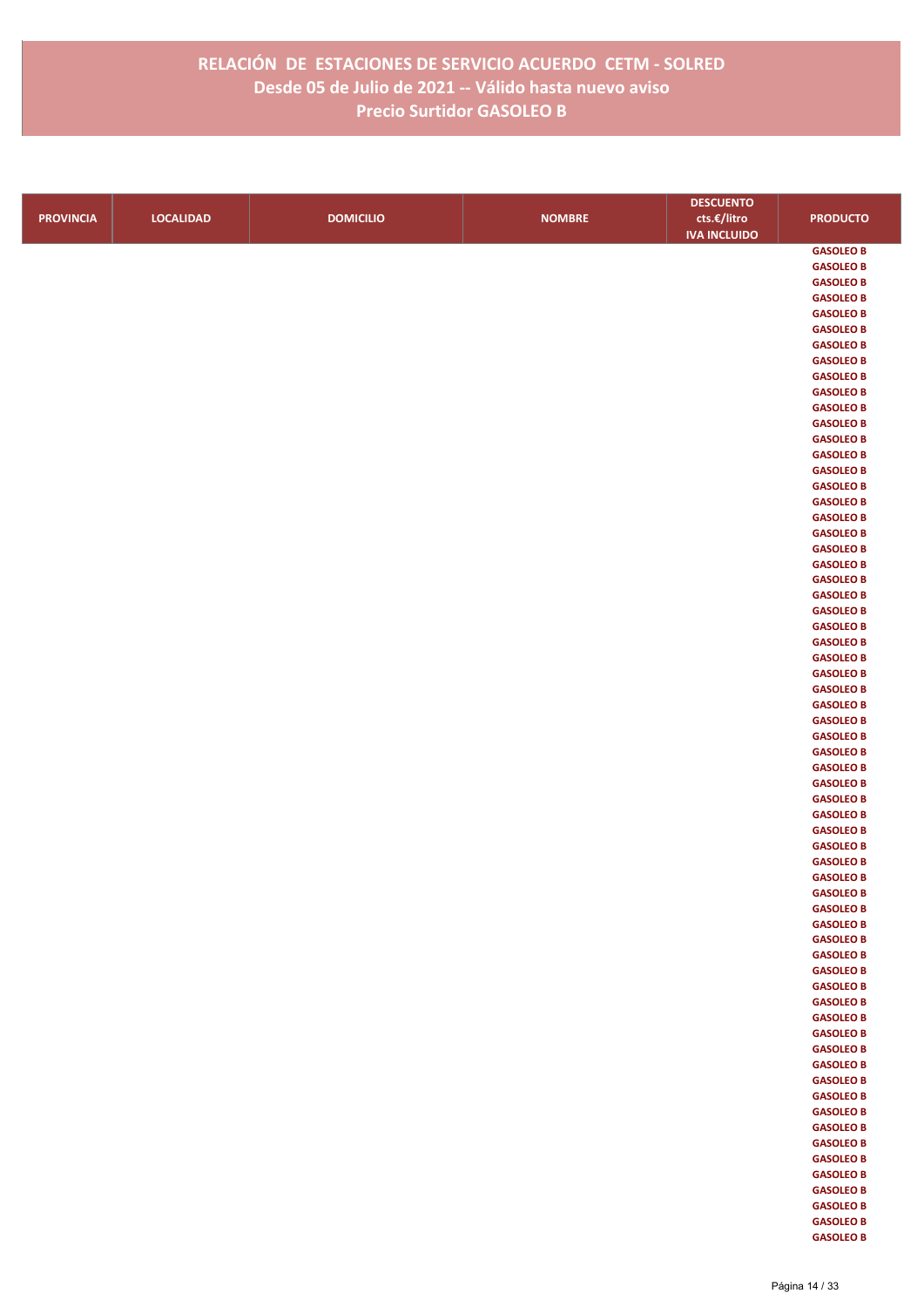# RELACIÓN DE ESTACIONES DE SERVICIO ACUERDO CETM - SOLRED
## Desde 05 de Julio de 2021 -- Válido hasta nuevo aviso
## Precio Surtidor GASOLEO B

| PROVINCIA | LOCALIDAD | DOMICILIO | NOMBRE | DESCUENTO cts.€/litro IVA INCLUIDO | PRODUCTO |
|---|---|---|---|---|---|
| | | | | | GASOLEO B |
| | | | | | GASOLEO B |
| | | | | | GASOLEO B |
| | | | | | GASOLEO B |
| | | | | | GASOLEO B |
| | | | | | GASOLEO B |
| | | | | | GASOLEO B |
| | | | | | GASOLEO B |
| | | | | | GASOLEO B |
| | | | | | GASOLEO B |
| | | | | | GASOLEO B |
| | | | | | GASOLEO B |
| | | | | | GASOLEO B |
| | | | | | GASOLEO B |
| | | | | | GASOLEO B |
| | | | | | GASOLEO B |
| | | | | | GASOLEO B |
| | | | | | GASOLEO B |
| | | | | | GASOLEO B |
| | | | | | GASOLEO B |
| | | | | | GASOLEO B |
| | | | | | GASOLEO B |
| | | | | | GASOLEO B |
| | | | | | GASOLEO B |
| | | | | | GASOLEO B |
| | | | | | GASOLEO B |
| | | | | | GASOLEO B |
| | | | | | GASOLEO B |
| | | | | | GASOLEO B |
| | | | | | GASOLEO B |
| | | | | | GASOLEO B |
| | | | | | GASOLEO B |
| | | | | | GASOLEO B |
| | | | | | GASOLEO B |
| | | | | | GASOLEO B |
| | | | | | GASOLEO B |
| | | | | | GASOLEO B |
| | | | | | GASOLEO B |
| | | | | | GASOLEO B |
| | | | | | GASOLEO B |
| | | | | | GASOLEO B |
| | | | | | GASOLEO B |
| | | | | | GASOLEO B |
| | | | | | GASOLEO B |
| | | | | | GASOLEO B |
| | | | | | GASOLEO B |
| | | | | | GASOLEO B |
| | | | | | GASOLEO B |
| | | | | | GASOLEO B |
| | | | | | GASOLEO B |
| | | | | | GASOLEO B |
| | | | | | GASOLEO B |
| | | | | | GASOLEO B |
| | | | | | GASOLEO B |
| | | | | | GASOLEO B |
| | | | | | GASOLEO B |
| | | | | | GASOLEO B |
| | | | | | GASOLEO B |
| | | | | | GASOLEO B |
| | | | | | GASOLEO B |
| | | | | | GASOLEO B |
| | | | | | GASOLEO B |
| | | | | | GASOLEO B |
| | | | | | GASOLEO B |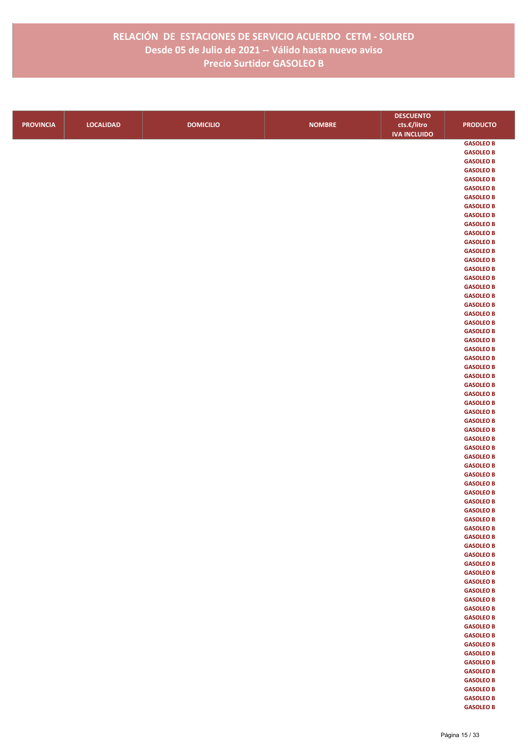# RELACIÓN DE ESTACIONES DE SERVICIO ACUERDO CETM - SOLRED
## Desde 05 de Julio de 2021 -- Válido hasta nuevo aviso
## Precio Surtidor GASOLEO B

| PROVINCIA | LOCALIDAD | DOMICILIO | NOMBRE | DESCUENTO cts.€/litro IVA INCLUIDO | PRODUCTO |
|---|---|---|---|---|---|
| | | | | | GASOLEO B |
| | | | | | GASOLEO B |
| | | | | | GASOLEO B |
| | | | | | GASOLEO B |
| | | | | | GASOLEO B |
| | | | | | GASOLEO B |
| | | | | | GASOLEO B |
| | | | | | GASOLEO B |
| | | | | | GASOLEO B |
| | | | | | GASOLEO B |
| | | | | | GASOLEO B |
| | | | | | GASOLEO B |
| | | | | | GASOLEO B |
| | | | | | GASOLEO B |
| | | | | | GASOLEO B |
| | | | | | GASOLEO B |
| | | | | | GASOLEO B |
| | | | | | GASOLEO B |
| | | | | | GASOLEO B |
| | | | | | GASOLEO B |
| | | | | | GASOLEO B |
| | | | | | GASOLEO B |
| | | | | | GASOLEO B |
| | | | | | GASOLEO B |
| | | | | | GASOLEO B |
| | | | | | GASOLEO B |
| | | | | | GASOLEO B |
| | | | | | GASOLEO B |
| | | | | | GASOLEO B |
| | | | | | GASOLEO B |
| | | | | | GASOLEO B |
| | | | | | GASOLEO B |
| | | | | | GASOLEO B |
| | | | | | GASOLEO B |
| | | | | | GASOLEO B |
| | | | | | GASOLEO B |
| | | | | | GASOLEO B |
| | | | | | GASOLEO B |
| | | | | | GASOLEO B |
| | | | | | GASOLEO B |
| | | | | | GASOLEO B |
| | | | | | GASOLEO B |
| | | | | | GASOLEO B |
| | | | | | GASOLEO B |
| | | | | | GASOLEO B |
| | | | | | GASOLEO B |
| | | | | | GASOLEO B |
| | | | | | GASOLEO B |
| | | | | | GASOLEO B |
| | | | | | GASOLEO B |
| | | | | | GASOLEO B |
| | | | | | GASOLEO B |
| | | | | | GASOLEO B |
| | | | | | GASOLEO B |
| | | | | | GASOLEO B |
| | | | | | GASOLEO B |
| | | | | | GASOLEO B |
| | | | | | GASOLEO B |
| | | | | | GASOLEO B |
| | | | | | GASOLEO B |
| | | | | | GASOLEO B |
| | | | | | GASOLEO B |
| | | | | | GASOLEO B |
| | | | | | GASOLEO B |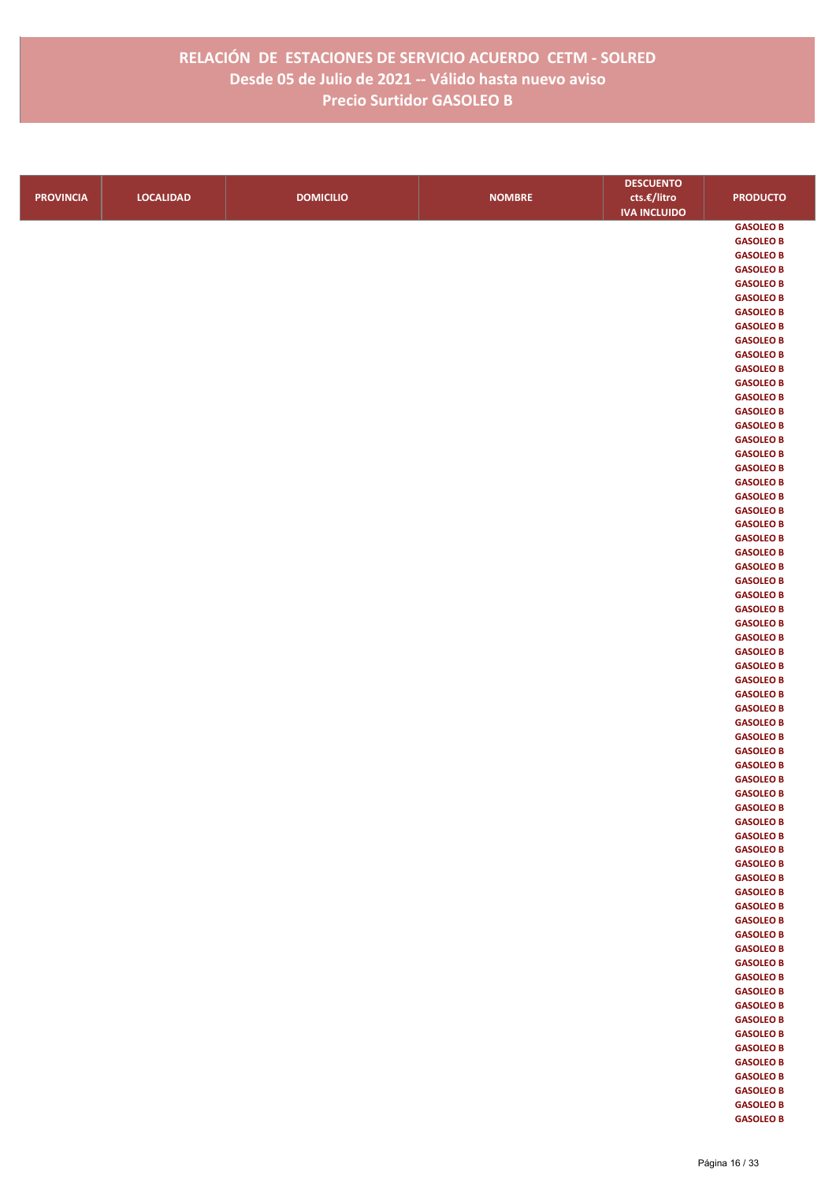# RELACIÓN DE ESTACIONES DE SERVICIO ACUERDO CETM - SOLRED
## Desde 05 de Julio de 2021 -- Válido hasta nuevo aviso
## Precio Surtidor GASOLEO B

| PROVINCIA | LOCALIDAD | DOMICILIO | NOMBRE | DESCUENTO cts.€/litro IVA INCLUIDO | PRODUCTO |
|---|---|---|---|---|---|
| | | | | | GASOLEO B |
| | | | | | GASOLEO B |
| | | | | | GASOLEO B |
| | | | | | GASOLEO B |
| | | | | | GASOLEO B |
| | | | | | GASOLEO B |
| | | | | | GASOLEO B |
| | | | | | GASOLEO B |
| | | | | | GASOLEO B |
| | | | | | GASOLEO B |
| | | | | | GASOLEO B |
| | | | | | GASOLEO B |
| | | | | | GASOLEO B |
| | | | | | GASOLEO B |
| | | | | | GASOLEO B |
| | | | | | GASOLEO B |
| | | | | | GASOLEO B |
| | | | | | GASOLEO B |
| | | | | | GASOLEO B |
| | | | | | GASOLEO B |
| | | | | | GASOLEO B |
| | | | | | GASOLEO B |
| | | | | | GASOLEO B |
| | | | | | GASOLEO B |
| | | | | | GASOLEO B |
| | | | | | GASOLEO B |
| | | | | | GASOLEO B |
| | | | | | GASOLEO B |
| | | | | | GASOLEO B |
| | | | | | GASOLEO B |
| | | | | | GASOLEO B |
| | | | | | GASOLEO B |
| | | | | | GASOLEO B |
| | | | | | GASOLEO B |
| | | | | | GASOLEO B |
| | | | | | GASOLEO B |
| | | | | | GASOLEO B |
| | | | | | GASOLEO B |
| | | | | | GASOLEO B |
| | | | | | GASOLEO B |
| | | | | | GASOLEO B |
| | | | | | GASOLEO B |
| | | | | | GASOLEO B |
| | | | | | GASOLEO B |
| | | | | | GASOLEO B |
| | | | | | GASOLEO B |
| | | | | | GASOLEO B |
| | | | | | GASOLEO B |
| | | | | | GASOLEO B |
| | | | | | GASOLEO B |
| | | | | | GASOLEO B |
| | | | | | GASOLEO B |
| | | | | | GASOLEO B |
| | | | | | GASOLEO B |
| | | | | | GASOLEO B |
| | | | | | GASOLEO B |
| | | | | | GASOLEO B |
| | | | | | GASOLEO B |
| | | | | | GASOLEO B |
| | | | | | GASOLEO B |
| | | | | | GASOLEO B |
| | | | | | GASOLEO B |
| | | | | | GASOLEO B |
| | | | | | GASOLEO B |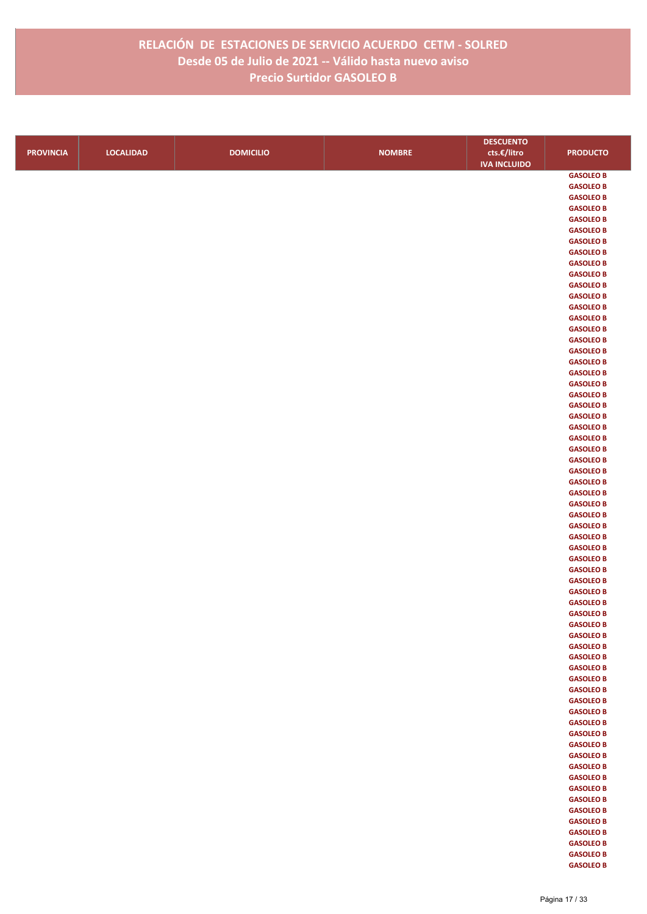# RELACIÓN DE ESTACIONES DE SERVICIO ACUERDO CETM - SOLRED
## Desde 05 de Julio de 2021 -- Válido hasta nuevo aviso
## Precio Surtidor GASOLEO B

| PROVINCIA | LOCALIDAD | DOMICILIO | NOMBRE | DESCUENTO cts.€/litro IVA INCLUIDO | PRODUCTO |
|---|---|---|---|---|---|
| | | | | | GASOLEO B |
| | | | | | GASOLEO B |
| | | | | | GASOLEO B |
| | | | | | GASOLEO B |
| | | | | | GASOLEO B |
| | | | | | GASOLEO B |
| | | | | | GASOLEO B |
| | | | | | GASOLEO B |
| | | | | | GASOLEO B |
| | | | | | GASOLEO B |
| | | | | | GASOLEO B |
| | | | | | GASOLEO B |
| | | | | | GASOLEO B |
| | | | | | GASOLEO B |
| | | | | | GASOLEO B |
| | | | | | GASOLEO B |
| | | | | | GASOLEO B |
| | | | | | GASOLEO B |
| | | | | | GASOLEO B |
| | | | | | GASOLEO B |
| | | | | | GASOLEO B |
| | | | | | GASOLEO B |
| | | | | | GASOLEO B |
| | | | | | GASOLEO B |
| | | | | | GASOLEO B |
| | | | | | GASOLEO B |
| | | | | | GASOLEO B |
| | | | | | GASOLEO B |
| | | | | | GASOLEO B |
| | | | | | GASOLEO B |
| | | | | | GASOLEO B |
| | | | | | GASOLEO B |
| | | | | | GASOLEO B |
| | | | | | GASOLEO B |
| | | | | | GASOLEO B |
| | | | | | GASOLEO B |
| | | | | | GASOLEO B |
| | | | | | GASOLEO B |
| | | | | | GASOLEO B |
| | | | | | GASOLEO B |
| | | | | | GASOLEO B |
| | | | | | GASOLEO B |
| | | | | | GASOLEO B |
| | | | | | GASOLEO B |
| | | | | | GASOLEO B |
| | | | | | GASOLEO B |
| | | | | | GASOLEO B |
| | | | | | GASOLEO B |
| | | | | | GASOLEO B |
| | | | | | GASOLEO B |
| | | | | | GASOLEO B |
| | | | | | GASOLEO B |
| | | | | | GASOLEO B |
| | | | | | GASOLEO B |
| | | | | | GASOLEO B |
| | | | | | GASOLEO B |
| | | | | | GASOLEO B |
| | | | | | GASOLEO B |
| | | | | | GASOLEO B |
| | | | | | GASOLEO B |
| | | | | | GASOLEO B |
| | | | | | GASOLEO B |
| | | | | | GASOLEO B |
| | | | | | GASOLEO B |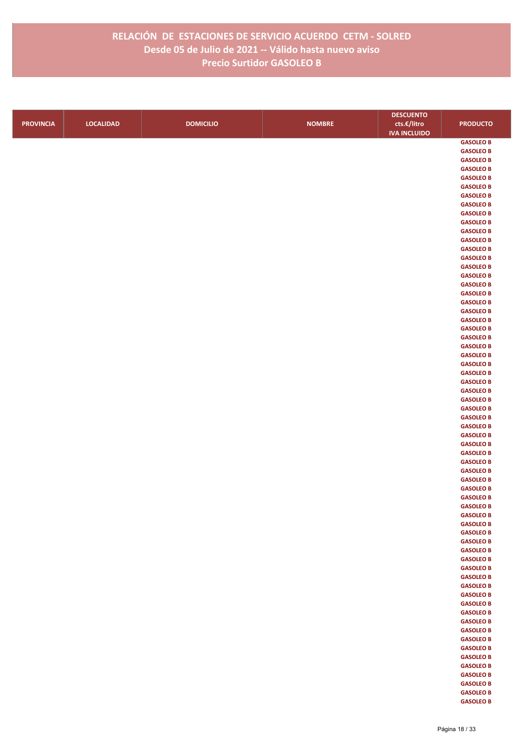# RELACIÓN DE ESTACIONES DE SERVICIO ACUERDO CETM - SOLRED
## Desde 05 de Julio de 2021 -- Válido hasta nuevo aviso
## Precio Surtidor GASOLEO B

| PROVINCIA | LOCALIDAD | DOMICILIO | NOMBRE | DESCUENTO cts.€/litro IVA INCLUIDO | PRODUCTO |
|---|---|---|---|---|---|
| | | | | | GASOLEO B |
| | | | | | GASOLEO B |
| | | | | | GASOLEO B |
| | | | | | GASOLEO B |
| | | | | | GASOLEO B |
| | | | | | GASOLEO B |
| | | | | | GASOLEO B |
| | | | | | GASOLEO B |
| | | | | | GASOLEO B |
| | | | | | GASOLEO B |
| | | | | | GASOLEO B |
| | | | | | GASOLEO B |
| | | | | | GASOLEO B |
| | | | | | GASOLEO B |
| | | | | | GASOLEO B |
| | | | | | GASOLEO B |
| | | | | | GASOLEO B |
| | | | | | GASOLEO B |
| | | | | | GASOLEO B |
| | | | | | GASOLEO B |
| | | | | | GASOLEO B |
| | | | | | GASOLEO B |
| | | | | | GASOLEO B |
| | | | | | GASOLEO B |
| | | | | | GASOLEO B |
| | | | | | GASOLEO B |
| | | | | | GASOLEO B |
| | | | | | GASOLEO B |
| | | | | | GASOLEO B |
| | | | | | GASOLEO B |
| | | | | | GASOLEO B |
| | | | | | GASOLEO B |
| | | | | | GASOLEO B |
| | | | | | GASOLEO B |
| | | | | | GASOLEO B |
| | | | | | GASOLEO B |
| | | | | | GASOLEO B |
| | | | | | GASOLEO B |
| | | | | | GASOLEO B |
| | | | | | GASOLEO B |
| | | | | | GASOLEO B |
| | | | | | GASOLEO B |
| | | | | | GASOLEO B |
| | | | | | GASOLEO B |
| | | | | | GASOLEO B |
| | | | | | GASOLEO B |
| | | | | | GASOLEO B |
| | | | | | GASOLEO B |
| | | | | | GASOLEO B |
| | | | | | GASOLEO B |
| | | | | | GASOLEO B |
| | | | | | GASOLEO B |
| | | | | | GASOLEO B |
| | | | | | GASOLEO B |
| | | | | | GASOLEO B |
| | | | | | GASOLEO B |
| | | | | | GASOLEO B |
| | | | | | GASOLEO B |
| | | | | | GASOLEO B |
| | | | | | GASOLEO B |
| | | | | | GASOLEO B |
| | | | | | GASOLEO B |
| | | | | | GASOLEO B |
| | | | | | GASOLEO B |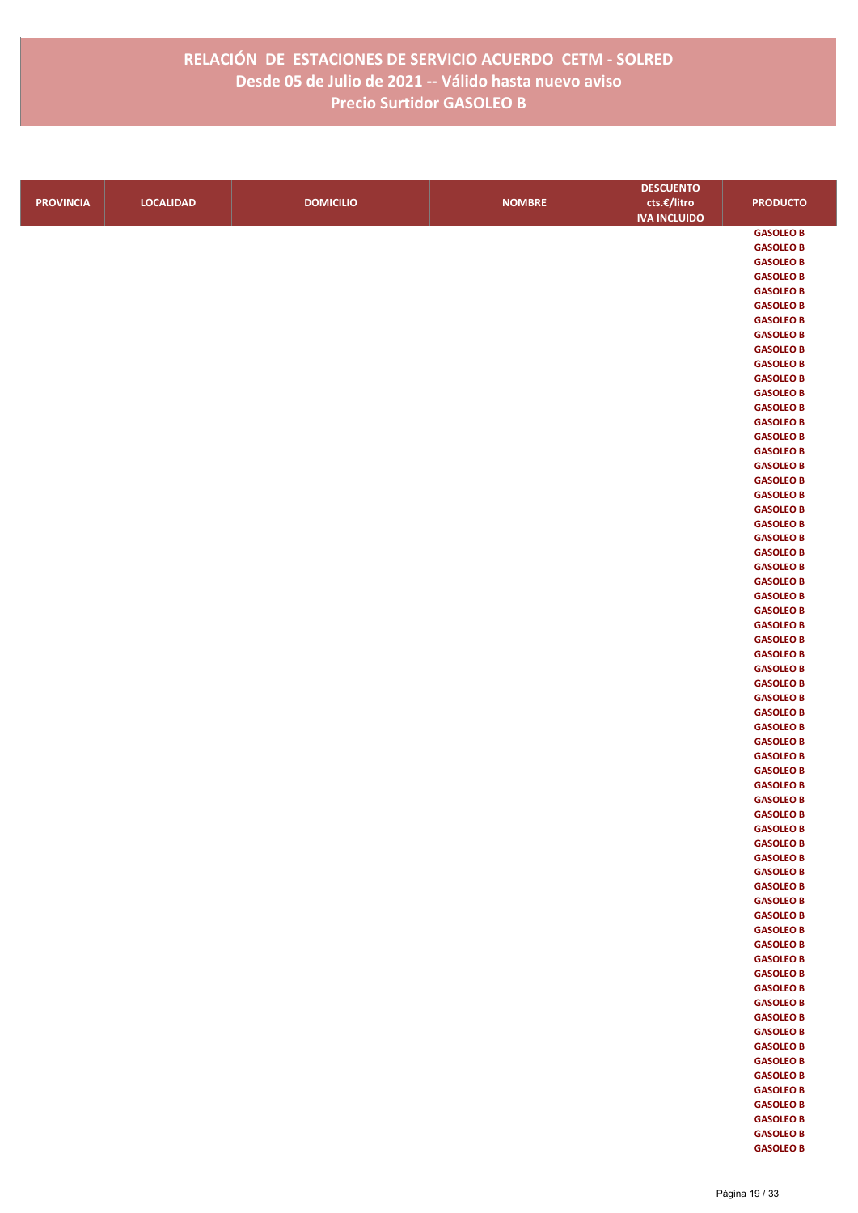# RELACIÓN DE ESTACIONES DE SERVICIO ACUERDO CETM - SOLRED
## Desde 05 de Julio de 2021 -- Válido hasta nuevo aviso
## Precio Surtidor GASOLEO B

| PROVINCIA | LOCALIDAD | DOMICILIO | NOMBRE | DESCUENTO cts.€/litro IVA INCLUIDO | PRODUCTO |
|---|---|---|---|---|---|
| | | | | | GASOLEO B |
| | | | | | GASOLEO B |
| | | | | | GASOLEO B |
| | | | | | GASOLEO B |
| | | | | | GASOLEO B |
| | | | | | GASOLEO B |
| | | | | | GASOLEO B |
| | | | | | GASOLEO B |
| | | | | | GASOLEO B |
| | | | | | GASOLEO B |
| | | | | | GASOLEO B |
| | | | | | GASOLEO B |
| | | | | | GASOLEO B |
| | | | | | GASOLEO B |
| | | | | | GASOLEO B |
| | | | | | GASOLEO B |
| | | | | | GASOLEO B |
| | | | | | GASOLEO B |
| | | | | | GASOLEO B |
| | | | | | GASOLEO B |
| | | | | | GASOLEO B |
| | | | | | GASOLEO B |
| | | | | | GASOLEO B |
| | | | | | GASOLEO B |
| | | | | | GASOLEO B |
| | | | | | GASOLEO B |
| | | | | | GASOLEO B |
| | | | | | GASOLEO B |
| | | | | | GASOLEO B |
| | | | | | GASOLEO B |
| | | | | | GASOLEO B |
| | | | | | GASOLEO B |
| | | | | | GASOLEO B |
| | | | | | GASOLEO B |
| | | | | | GASOLEO B |
| | | | | | GASOLEO B |
| | | | | | GASOLEO B |
| | | | | | GASOLEO B |
| | | | | | GASOLEO B |
| | | | | | GASOLEO B |
| | | | | | GASOLEO B |
| | | | | | GASOLEO B |
| | | | | | GASOLEO B |
| | | | | | GASOLEO B |
| | | | | | GASOLEO B |
| | | | | | GASOLEO B |
| | | | | | GASOLEO B |
| | | | | | GASOLEO B |
| | | | | | GASOLEO B |
| | | | | | GASOLEO B |
| | | | | | GASOLEO B |
| | | | | | GASOLEO B |
| | | | | | GASOLEO B |
| | | | | | GASOLEO B |
| | | | | | GASOLEO B |
| | | | | | GASOLEO B |
| | | | | | GASOLEO B |
| | | | | | GASOLEO B |
| | | | | | GASOLEO B |
| | | | | | GASOLEO B |
| | | | | | GASOLEO B |
| | | | | | GASOLEO B |
| | | | | | GASOLEO B |
| | | | | | GASOLEO B |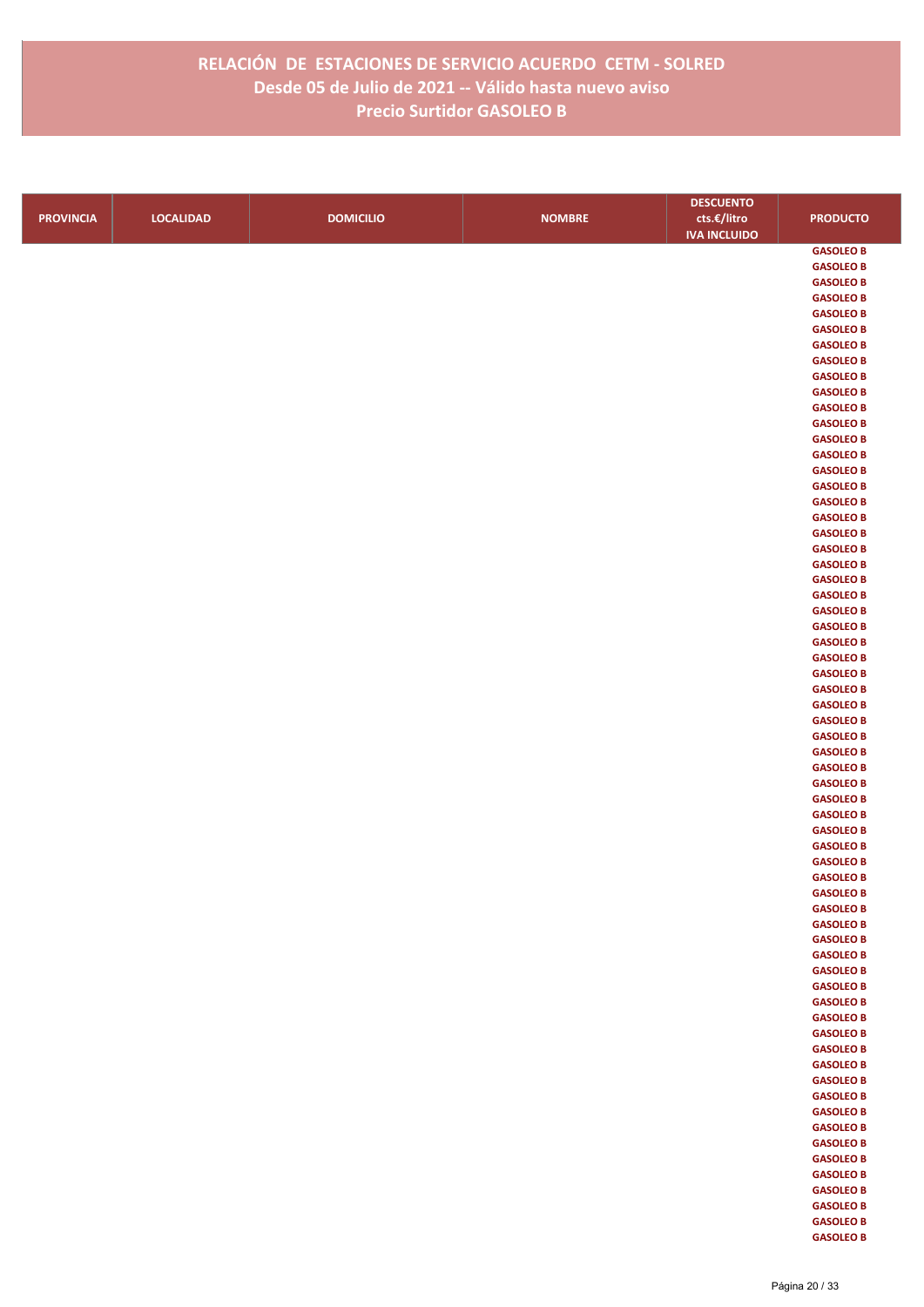# RELACIÓN DE ESTACIONES DE SERVICIO ACUERDO CETM - SOLRED
## Desde 05 de Julio de 2021 -- Válido hasta nuevo aviso
## Precio Surtidor GASOLEO B

| PROVINCIA | LOCALIDAD | DOMICILIO | NOMBRE | DESCUENTO cts.€/litro IVA INCLUIDO | PRODUCTO |
|---|---|---|---|---|---|
| | | | | | GASOLEO B |
| | | | | | GASOLEO B |
| | | | | | GASOLEO B |
| | | | | | GASOLEO B |
| | | | | | GASOLEO B |
| | | | | | GASOLEO B |
| | | | | | GASOLEO B |
| | | | | | GASOLEO B |
| | | | | | GASOLEO B |
| | | | | | GASOLEO B |
| | | | | | GASOLEO B |
| | | | | | GASOLEO B |
| | | | | | GASOLEO B |
| | | | | | GASOLEO B |
| | | | | | GASOLEO B |
| | | | | | GASOLEO B |
| | | | | | GASOLEO B |
| | | | | | GASOLEO B |
| | | | | | GASOLEO B |
| | | | | | GASOLEO B |
| | | | | | GASOLEO B |
| | | | | | GASOLEO B |
| | | | | | GASOLEO B |
| | | | | | GASOLEO B |
| | | | | | GASOLEO B |
| | | | | | GASOLEO B |
| | | | | | GASOLEO B |
| | | | | | GASOLEO B |
| | | | | | GASOLEO B |
| | | | | | GASOLEO B |
| | | | | | GASOLEO B |
| | | | | | GASOLEO B |
| | | | | | GASOLEO B |
| | | | | | GASOLEO B |
| | | | | | GASOLEO B |
| | | | | | GASOLEO B |
| | | | | | GASOLEO B |
| | | | | | GASOLEO B |
| | | | | | GASOLEO B |
| | | | | | GASOLEO B |
| | | | | | GASOLEO B |
| | | | | | GASOLEO B |
| | | | | | GASOLEO B |
| | | | | | GASOLEO B |
| | | | | | GASOLEO B |
| | | | | | GASOLEO B |
| | | | | | GASOLEO B |
| | | | | | GASOLEO B |
| | | | | | GASOLEO B |
| | | | | | GASOLEO B |
| | | | | | GASOLEO B |
| | | | | | GASOLEO B |
| | | | | | GASOLEO B |
| | | | | | GASOLEO B |
| | | | | | GASOLEO B |
| | | | | | GASOLEO B |
| | | | | | GASOLEO B |
| | | | | | GASOLEO B |
| | | | | | GASOLEO B |
| | | | | | GASOLEO B |
| | | | | | GASOLEO B |
| | | | | | GASOLEO B |
| | | | | | GASOLEO B |
| | | | | | GASOLEO B |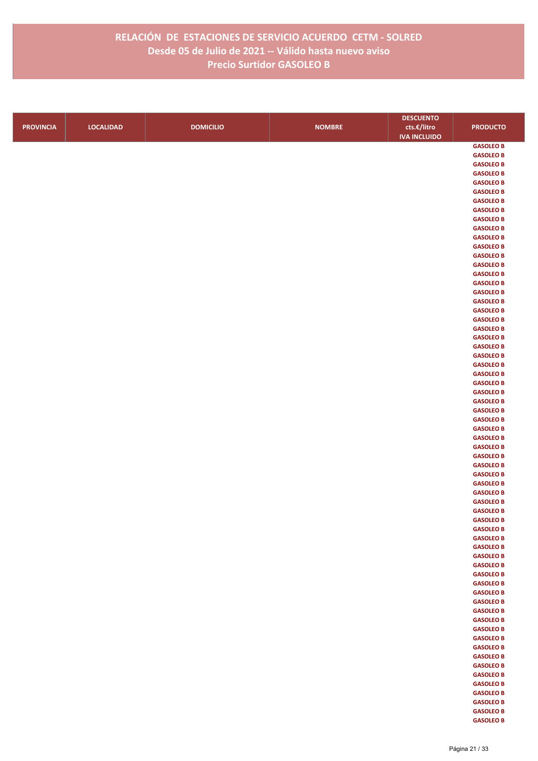# RELACIÓN DE ESTACIONES DE SERVICIO ACUERDO CETM - SOLRED
## Desde 05 de Julio de 2021 -- Válido hasta nuevo aviso
## Precio Surtidor GASOLEO B

| PROVINCIA | LOCALIDAD | DOMICILIO | NOMBRE | DESCUENTO cts.€/litro IVA INCLUIDO | PRODUCTO |
|---|---|---|---|---|---|
| | | | | | GASOLEO B |
| | | | | | GASOLEO B |
| | | | | | GASOLEO B |
| | | | | | GASOLEO B |
| | | | | | GASOLEO B |
| | | | | | GASOLEO B |
| | | | | | GASOLEO B |
| | | | | | GASOLEO B |
| | | | | | GASOLEO B |
| | | | | | GASOLEO B |
| | | | | | GASOLEO B |
| | | | | | GASOLEO B |
| | | | | | GASOLEO B |
| | | | | | GASOLEO B |
| | | | | | GASOLEO B |
| | | | | | GASOLEO B |
| | | | | | GASOLEO B |
| | | | | | GASOLEO B |
| | | | | | GASOLEO B |
| | | | | | GASOLEO B |
| | | | | | GASOLEO B |
| | | | | | GASOLEO B |
| | | | | | GASOLEO B |
| | | | | | GASOLEO B |
| | | | | | GASOLEO B |
| | | | | | GASOLEO B |
| | | | | | GASOLEO B |
| | | | | | GASOLEO B |
| | | | | | GASOLEO B |
| | | | | | GASOLEO B |
| | | | | | GASOLEO B |
| | | | | | GASOLEO B |
| | | | | | GASOLEO B |
| | | | | | GASOLEO B |
| | | | | | GASOLEO B |
| | | | | | GASOLEO B |
| | | | | | GASOLEO B |
| | | | | | GASOLEO B |
| | | | | | GASOLEO B |
| | | | | | GASOLEO B |
| | | | | | GASOLEO B |
| | | | | | GASOLEO B |
| | | | | | GASOLEO B |
| | | | | | GASOLEO B |
| | | | | | GASOLEO B |
| | | | | | GASOLEO B |
| | | | | | GASOLEO B |
| | | | | | GASOLEO B |
| | | | | | GASOLEO B |
| | | | | | GASOLEO B |
| | | | | | GASOLEO B |
| | | | | | GASOLEO B |
| | | | | | GASOLEO B |
| | | | | | GASOLEO B |
| | | | | | GASOLEO B |
| | | | | | GASOLEO B |
| | | | | | GASOLEO B |
| | | | | | GASOLEO B |
| | | | | | GASOLEO B |
| | | | | | GASOLEO B |
| | | | | | GASOLEO B |
| | | | | | GASOLEO B |
| | | | | | GASOLEO B |
| | | | | | GASOLEO B |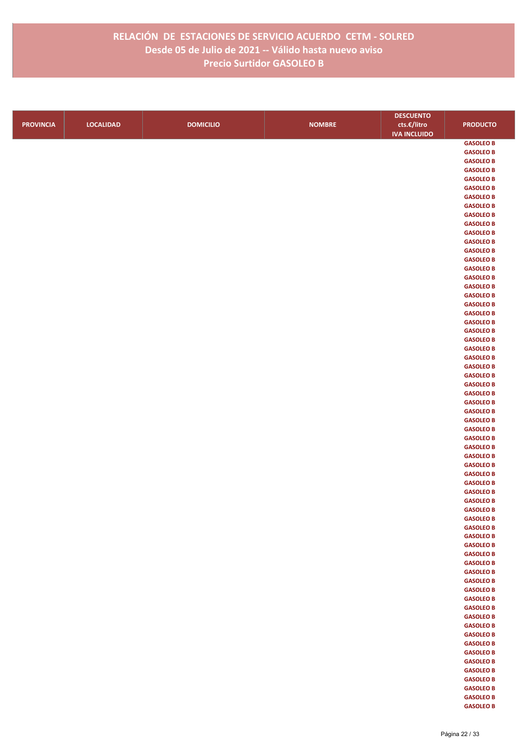# RELACIÓN DE ESTACIONES DE SERVICIO ACUERDO CETM - SOLRED
## Desde 05 de Julio de 2021 -- Válido hasta nuevo aviso
## Precio Surtidor GASOLEO B

| PROVINCIA | LOCALIDAD | DOMICILIO | NOMBRE | DESCUENTO cts.€/litro IVA INCLUIDO | PRODUCTO |
|---|---|---|---|---|---|
| | | | | | GASOLEO B |
| | | | | | GASOLEO B |
| | | | | | GASOLEO B |
| | | | | | GASOLEO B |
| | | | | | GASOLEO B |
| | | | | | GASOLEO B |
| | | | | | GASOLEO B |
| | | | | | GASOLEO B |
| | | | | | GASOLEO B |
| | | | | | GASOLEO B |
| | | | | | GASOLEO B |
| | | | | | GASOLEO B |
| | | | | | GASOLEO B |
| | | | | | GASOLEO B |
| | | | | | GASOLEO B |
| | | | | | GASOLEO B |
| | | | | | GASOLEO B |
| | | | | | GASOLEO B |
| | | | | | GASOLEO B |
| | | | | | GASOLEO B |
| | | | | | GASOLEO B |
| | | | | | GASOLEO B |
| | | | | | GASOLEO B |
| | | | | | GASOLEO B |
| | | | | | GASOLEO B |
| | | | | | GASOLEO B |
| | | | | | GASOLEO B |
| | | | | | GASOLEO B |
| | | | | | GASOLEO B |
| | | | | | GASOLEO B |
| | | | | | GASOLEO B |
| | | | | | GASOLEO B |
| | | | | | GASOLEO B |
| | | | | | GASOLEO B |
| | | | | | GASOLEO B |
| | | | | | GASOLEO B |
| | | | | | GASOLEO B |
| | | | | | GASOLEO B |
| | | | | | GASOLEO B |
| | | | | | GASOLEO B |
| | | | | | GASOLEO B |
| | | | | | GASOLEO B |
| | | | | | GASOLEO B |
| | | | | | GASOLEO B |
| | | | | | GASOLEO B |
| | | | | | GASOLEO B |
| | | | | | GASOLEO B |
| | | | | | GASOLEO B |
| | | | | | GASOLEO B |
| | | | | | GASOLEO B |
| | | | | | GASOLEO B |
| | | | | | GASOLEO B |
| | | | | | GASOLEO B |
| | | | | | GASOLEO B |
| | | | | | GASOLEO B |
| | | | | | GASOLEO B |
| | | | | | GASOLEO B |
| | | | | | GASOLEO B |
| | | | | | GASOLEO B |
| | | | | | GASOLEO B |
| | | | | | GASOLEO B |
| | | | | | GASOLEO B |
| | | | | | GASOLEO B |
| | | | | | GASOLEO B |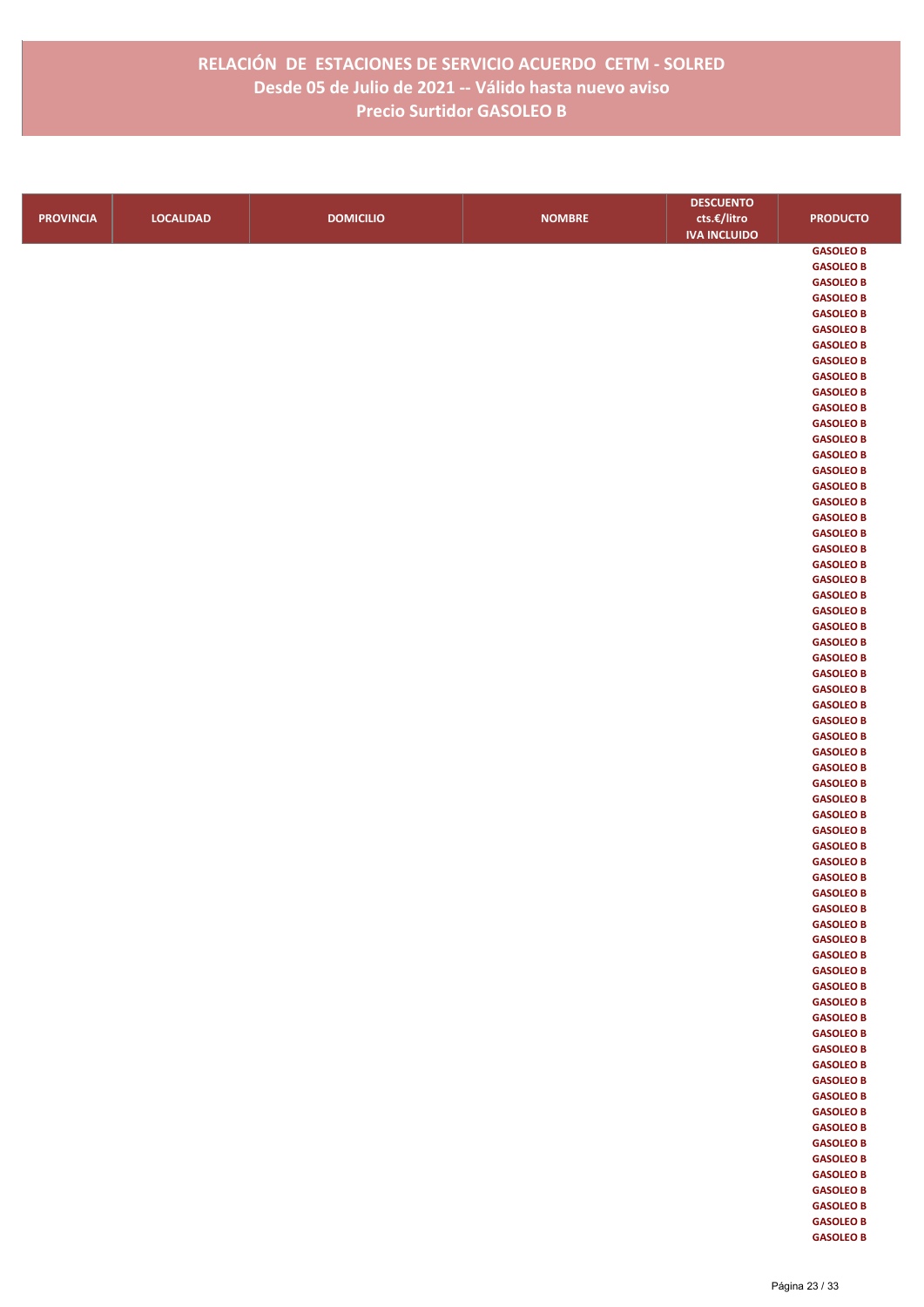# RELACIÓN DE ESTACIONES DE SERVICIO ACUERDO CETM - SOLRED
## Desde 05 de Julio de 2021 -- Válido hasta nuevo aviso
## Precio Surtidor GASOLEO B

| PROVINCIA | LOCALIDAD | DOMICILIO | NOMBRE | DESCUENTO cts.€/litro IVA INCLUIDO | PRODUCTO |
|---|---|---|---|---|---|
| | | | | | GASOLEO B |
| | | | | | GASOLEO B |
| | | | | | GASOLEO B |
| | | | | | GASOLEO B |
| | | | | | GASOLEO B |
| | | | | | GASOLEO B |
| | | | | | GASOLEO B |
| | | | | | GASOLEO B |
| | | | | | GASOLEO B |
| | | | | | GASOLEO B |
| | | | | | GASOLEO B |
| | | | | | GASOLEO B |
| | | | | | GASOLEO B |
| | | | | | GASOLEO B |
| | | | | | GASOLEO B |
| | | | | | GASOLEO B |
| | | | | | GASOLEO B |
| | | | | | GASOLEO B |
| | | | | | GASOLEO B |
| | | | | | GASOLEO B |
| | | | | | GASOLEO B |
| | | | | | GASOLEO B |
| | | | | | GASOLEO B |
| | | | | | GASOLEO B |
| | | | | | GASOLEO B |
| | | | | | GASOLEO B |
| | | | | | GASOLEO B |
| | | | | | GASOLEO B |
| | | | | | GASOLEO B |
| | | | | | GASOLEO B |
| | | | | | GASOLEO B |
| | | | | | GASOLEO B |
| | | | | | GASOLEO B |
| | | | | | GASOLEO B |
| | | | | | GASOLEO B |
| | | | | | GASOLEO B |
| | | | | | GASOLEO B |
| | | | | | GASOLEO B |
| | | | | | GASOLEO B |
| | | | | | GASOLEO B |
| | | | | | GASOLEO B |
| | | | | | GASOLEO B |
| | | | | | GASOLEO B |
| | | | | | GASOLEO B |
| | | | | | GASOLEO B |
| | | | | | GASOLEO B |
| | | | | | GASOLEO B |
| | | | | | GASOLEO B |
| | | | | | GASOLEO B |
| | | | | | GASOLEO B |
| | | | | | GASOLEO B |
| | | | | | GASOLEO B |
| | | | | | GASOLEO B |
| | | | | | GASOLEO B |
| | | | | | GASOLEO B |
| | | | | | GASOLEO B |
| | | | | | GASOLEO B |
| | | | | | GASOLEO B |
| | | | | | GASOLEO B |
| | | | | | GASOLEO B |
| | | | | | GASOLEO B |
| | | | | | GASOLEO B |
| | | | | | GASOLEO B |
| | | | | | GASOLEO B |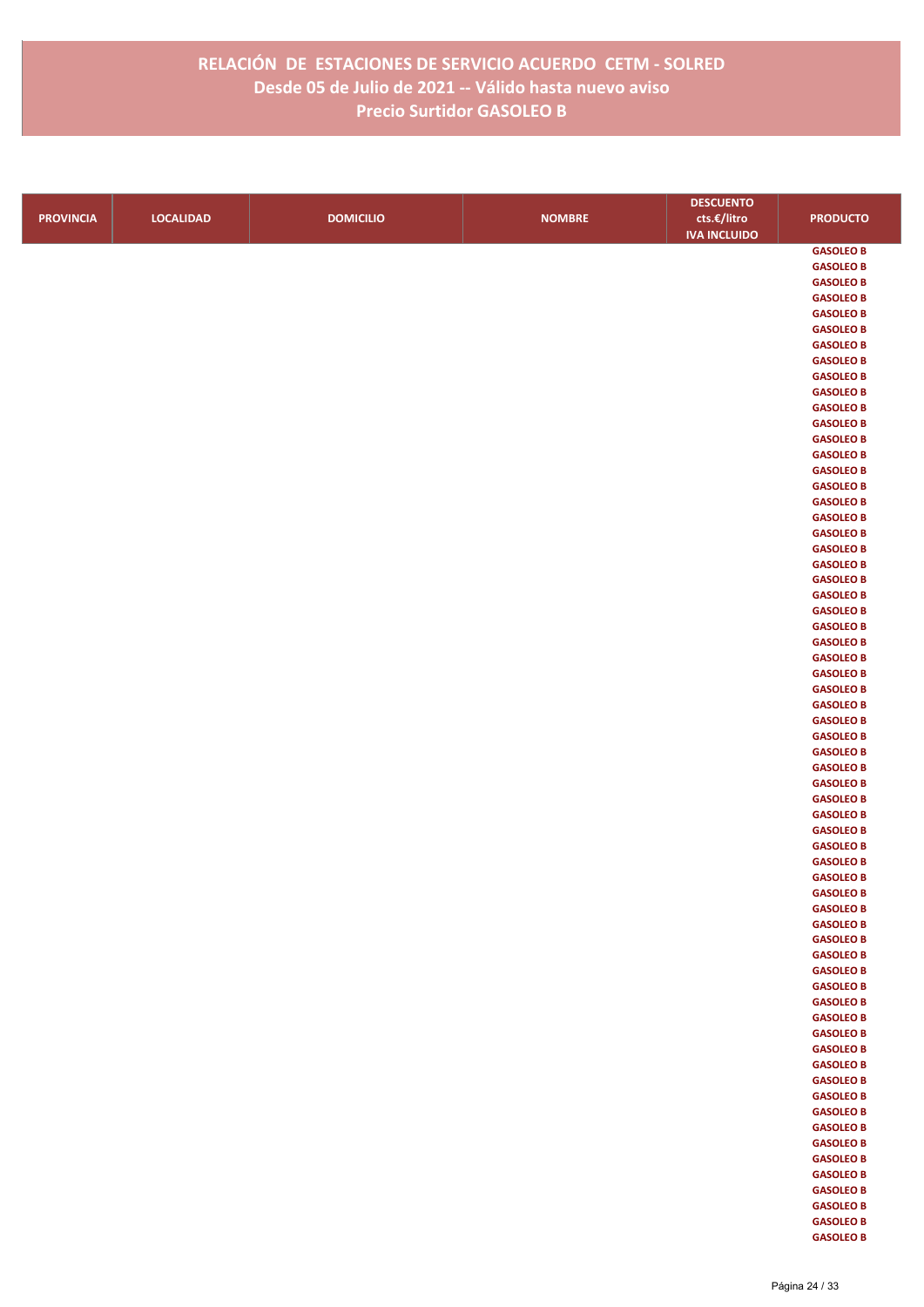# RELACIÓN DE ESTACIONES DE SERVICIO ACUERDO CETM - SOLRED
## Desde 05 de Julio de 2021 -- Válido hasta nuevo aviso
## Precio Surtidor GASOLEO B

| PROVINCIA | LOCALIDAD | DOMICILIO | NOMBRE | DESCUENTO cts.€/litro IVA INCLUIDO | PRODUCTO |
|---|---|---|---|---|---|
| | | | | | GASOLEO B |
| | | | | | GASOLEO B |
| | | | | | GASOLEO B |
| | | | | | GASOLEO B |
| | | | | | GASOLEO B |
| | | | | | GASOLEO B |
| | | | | | GASOLEO B |
| | | | | | GASOLEO B |
| | | | | | GASOLEO B |
| | | | | | GASOLEO B |
| | | | | | GASOLEO B |
| | | | | | GASOLEO B |
| | | | | | GASOLEO B |
| | | | | | GASOLEO B |
| | | | | | GASOLEO B |
| | | | | | GASOLEO B |
| | | | | | GASOLEO B |
| | | | | | GASOLEO B |
| | | | | | GASOLEO B |
| | | | | | GASOLEO B |
| | | | | | GASOLEO B |
| | | | | | GASOLEO B |
| | | | | | GASOLEO B |
| | | | | | GASOLEO B |
| | | | | | GASOLEO B |
| | | | | | GASOLEO B |
| | | | | | GASOLEO B |
| | | | | | GASOLEO B |
| | | | | | GASOLEO B |
| | | | | | GASOLEO B |
| | | | | | GASOLEO B |
| | | | | | GASOLEO B |
| | | | | | GASOLEO B |
| | | | | | GASOLEO B |
| | | | | | GASOLEO B |
| | | | | | GASOLEO B |
| | | | | | GASOLEO B |
| | | | | | GASOLEO B |
| | | | | | GASOLEO B |
| | | | | | GASOLEO B |
| | | | | | GASOLEO B |
| | | | | | GASOLEO B |
| | | | | | GASOLEO B |
| | | | | | GASOLEO B |
| | | | | | GASOLEO B |
| | | | | | GASOLEO B |
| | | | | | GASOLEO B |
| | | | | | GASOLEO B |
| | | | | | GASOLEO B |
| | | | | | GASOLEO B |
| | | | | | GASOLEO B |
| | | | | | GASOLEO B |
| | | | | | GASOLEO B |
| | | | | | GASOLEO B |
| | | | | | GASOLEO B |
| | | | | | GASOLEO B |
| | | | | | GASOLEO B |
| | | | | | GASOLEO B |
| | | | | | GASOLEO B |
| | | | | | GASOLEO B |
| | | | | | GASOLEO B |
| | | | | | GASOLEO B |
| | | | | | GASOLEO B |
| | | | | | GASOLEO B |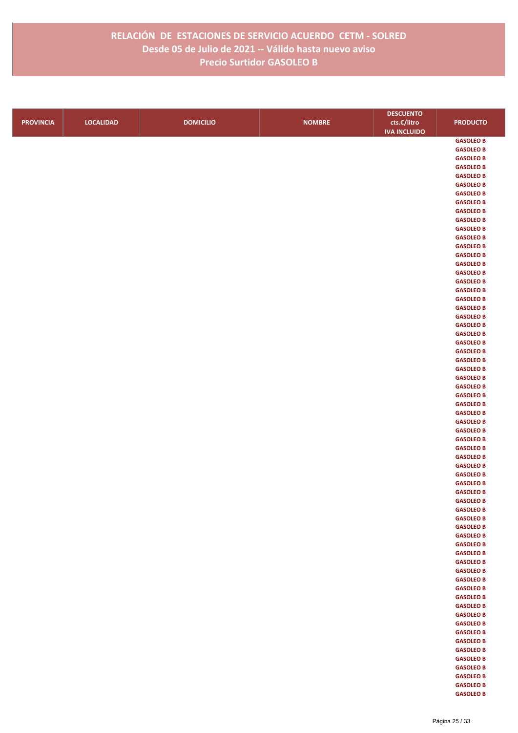# RELACIÓN DE ESTACIONES DE SERVICIO ACUERDO CETM - SOLRED
## Desde 05 de Julio de 2021 -- Válido hasta nuevo aviso
## Precio Surtidor GASOLEO B

| PROVINCIA | LOCALIDAD | DOMICILIO | NOMBRE | DESCUENTO cts.€/litro IVA INCLUIDO | PRODUCTO |
|---|---|---|---|---|---|
| | | | | | GASOLEO B |
| | | | | | GASOLEO B |
| | | | | | GASOLEO B |
| | | | | | GASOLEO B |
| | | | | | GASOLEO B |
| | | | | | GASOLEO B |
| | | | | | GASOLEO B |
| | | | | | GASOLEO B |
| | | | | | GASOLEO B |
| | | | | | GASOLEO B |
| | | | | | GASOLEO B |
| | | | | | GASOLEO B |
| | | | | | GASOLEO B |
| | | | | | GASOLEO B |
| | | | | | GASOLEO B |
| | | | | | GASOLEO B |
| | | | | | GASOLEO B |
| | | | | | GASOLEO B |
| | | | | | GASOLEO B |
| | | | | | GASOLEO B |
| | | | | | GASOLEO B |
| | | | | | GASOLEO B |
| | | | | | GASOLEO B |
| | | | | | GASOLEO B |
| | | | | | GASOLEO B |
| | | | | | GASOLEO B |
| | | | | | GASOLEO B |
| | | | | | GASOLEO B |
| | | | | | GASOLEO B |
| | | | | | GASOLEO B |
| | | | | | GASOLEO B |
| | | | | | GASOLEO B |
| | | | | | GASOLEO B |
| | | | | | GASOLEO B |
| | | | | | GASOLEO B |
| | | | | | GASOLEO B |
| | | | | | GASOLEO B |
| | | | | | GASOLEO B |
| | | | | | GASOLEO B |
| | | | | | GASOLEO B |
| | | | | | GASOLEO B |
| | | | | | GASOLEO B |
| | | | | | GASOLEO B |
| | | | | | GASOLEO B |
| | | | | | GASOLEO B |
| | | | | | GASOLEO B |
| | | | | | GASOLEO B |
| | | | | | GASOLEO B |
| | | | | | GASOLEO B |
| | | | | | GASOLEO B |
| | | | | | GASOLEO B |
| | | | | | GASOLEO B |
| | | | | | GASOLEO B |
| | | | | | GASOLEO B |
| | | | | | GASOLEO B |
| | | | | | GASOLEO B |
| | | | | | GASOLEO B |
| | | | | | GASOLEO B |
| | | | | | GASOLEO B |
| | | | | | GASOLEO B |
| | | | | | GASOLEO B |
| | | | | | GASOLEO B |
| | | | | | GASOLEO B |
| | | | | | GASOLEO B |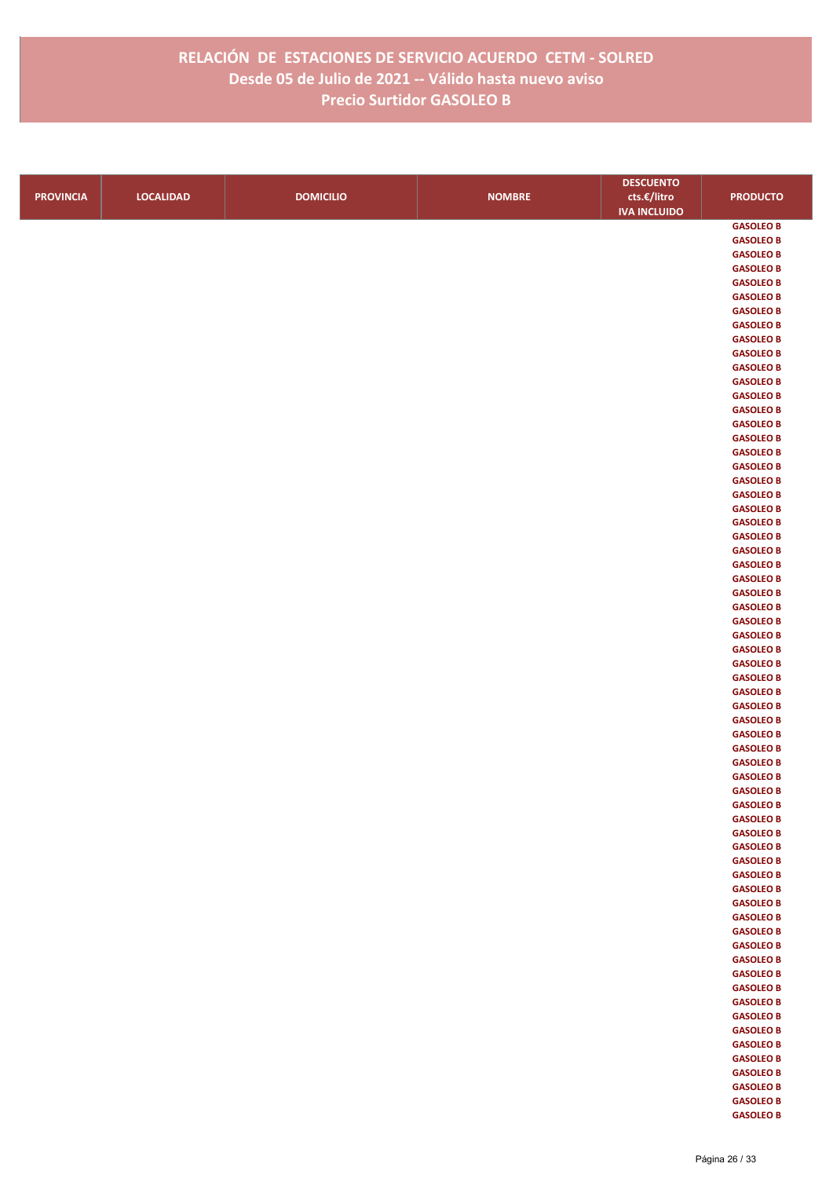# RELACIÓN DE ESTACIONES DE SERVICIO ACUERDO CETM - SOLRED
## Desde 05 de Julio de 2021 -- Válido hasta nuevo aviso
## Precio Surtidor GASOLEO B

| PROVINCIA | LOCALIDAD | DOMICILIO | NOMBRE | DESCUENTO cts.€/litro IVA INCLUIDO | PRODUCTO |
|---|---|---|---|---|---|
| | | | | | GASOLEO B |
| | | | | | GASOLEO B |
| | | | | | GASOLEO B |
| | | | | | GASOLEO B |
| | | | | | GASOLEO B |
| | | | | | GASOLEO B |
| | | | | | GASOLEO B |
| | | | | | GASOLEO B |
| | | | | | GASOLEO B |
| | | | | | GASOLEO B |
| | | | | | GASOLEO B |
| | | | | | GASOLEO B |
| | | | | | GASOLEO B |
| | | | | | GASOLEO B |
| | | | | | GASOLEO B |
| | | | | | GASOLEO B |
| | | | | | GASOLEO B |
| | | | | | GASOLEO B |
| | | | | | GASOLEO B |
| | | | | | GASOLEO B |
| | | | | | GASOLEO B |
| | | | | | GASOLEO B |
| | | | | | GASOLEO B |
| | | | | | GASOLEO B |
| | | | | | GASOLEO B |
| | | | | | GASOLEO B |
| | | | | | GASOLEO B |
| | | | | | GASOLEO B |
| | | | | | GASOLEO B |
| | | | | | GASOLEO B |
| | | | | | GASOLEO B |
| | | | | | GASOLEO B |
| | | | | | GASOLEO B |
| | | | | | GASOLEO B |
| | | | | | GASOLEO B |
| | | | | | GASOLEO B |
| | | | | | GASOLEO B |
| | | | | | GASOLEO B |
| | | | | | GASOLEO B |
| | | | | | GASOLEO B |
| | | | | | GASOLEO B |
| | | | | | GASOLEO B |
| | | | | | GASOLEO B |
| | | | | | GASOLEO B |
| | | | | | GASOLEO B |
| | | | | | GASOLEO B |
| | | | | | GASOLEO B |
| | | | | | GASOLEO B |
| | | | | | GASOLEO B |
| | | | | | GASOLEO B |
| | | | | | GASOLEO B |
| | | | | | GASOLEO B |
| | | | | | GASOLEO B |
| | | | | | GASOLEO B |
| | | | | | GASOLEO B |
| | | | | | GASOLEO B |
| | | | | | GASOLEO B |
| | | | | | GASOLEO B |
| | | | | | GASOLEO B |
| | | | | | GASOLEO B |
| | | | | | GASOLEO B |
| | | | | | GASOLEO B |
| | | | | | GASOLEO B |
| | | | | | GASOLEO B |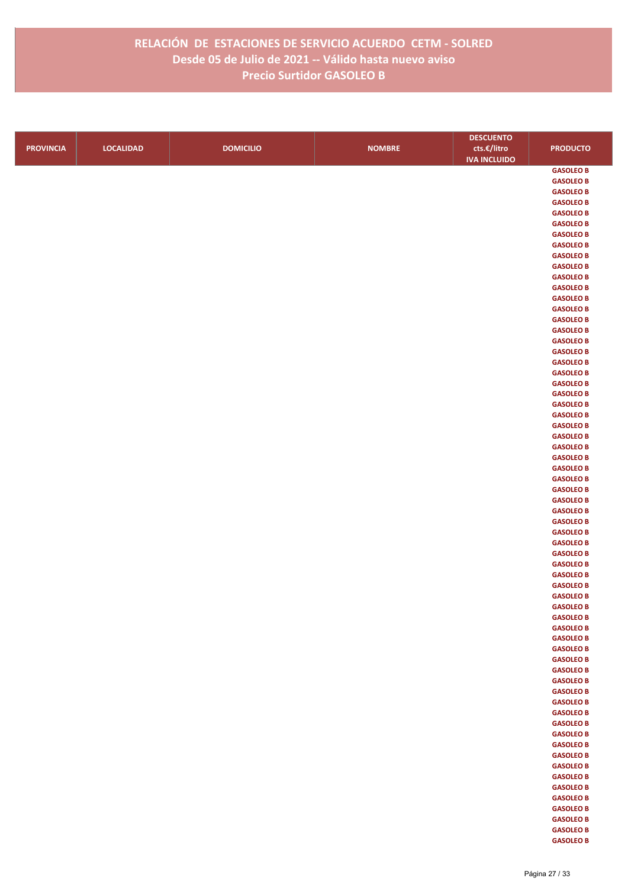# RELACIÓN DE ESTACIONES DE SERVICIO ACUERDO CETM - SOLRED
## Desde 05 de Julio de 2021 -- Válido hasta nuevo aviso
## Precio Surtidor GASOLEO B

| PROVINCIA | LOCALIDAD | DOMICILIO | NOMBRE | DESCUENTO cts.€/litro IVA INCLUIDO | PRODUCTO |
|---|---|---|---|---|---|
| | | | | | GASOLEO B |
| | | | | | GASOLEO B |
| | | | | | GASOLEO B |
| | | | | | GASOLEO B |
| | | | | | GASOLEO B |
| | | | | | GASOLEO B |
| | | | | | GASOLEO B |
| | | | | | GASOLEO B |
| | | | | | GASOLEO B |
| | | | | | GASOLEO B |
| | | | | | GASOLEO B |
| | | | | | GASOLEO B |
| | | | | | GASOLEO B |
| | | | | | GASOLEO B |
| | | | | | GASOLEO B |
| | | | | | GASOLEO B |
| | | | | | GASOLEO B |
| | | | | | GASOLEO B |
| | | | | | GASOLEO B |
| | | | | | GASOLEO B |
| | | | | | GASOLEO B |
| | | | | | GASOLEO B |
| | | | | | GASOLEO B |
| | | | | | GASOLEO B |
| | | | | | GASOLEO B |
| | | | | | GASOLEO B |
| | | | | | GASOLEO B |
| | | | | | GASOLEO B |
| | | | | | GASOLEO B |
| | | | | | GASOLEO B |
| | | | | | GASOLEO B |
| | | | | | GASOLEO B |
| | | | | | GASOLEO B |
| | | | | | GASOLEO B |
| | | | | | GASOLEO B |
| | | | | | GASOLEO B |
| | | | | | GASOLEO B |
| | | | | | GASOLEO B |
| | | | | | GASOLEO B |
| | | | | | GASOLEO B |
| | | | | | GASOLEO B |
| | | | | | GASOLEO B |
| | | | | | GASOLEO B |
| | | | | | GASOLEO B |
| | | | | | GASOLEO B |
| | | | | | GASOLEO B |
| | | | | | GASOLEO B |
| | | | | | GASOLEO B |
| | | | | | GASOLEO B |
| | | | | | GASOLEO B |
| | | | | | GASOLEO B |
| | | | | | GASOLEO B |
| | | | | | GASOLEO B |
| | | | | | GASOLEO B |
| | | | | | GASOLEO B |
| | | | | | GASOLEO B |
| | | | | | GASOLEO B |
| | | | | | GASOLEO B |
| | | | | | GASOLEO B |
| | | | | | GASOLEO B |
| | | | | | GASOLEO B |
| | | | | | GASOLEO B |
| | | | | | GASOLEO B |
| | | | | | GASOLEO B |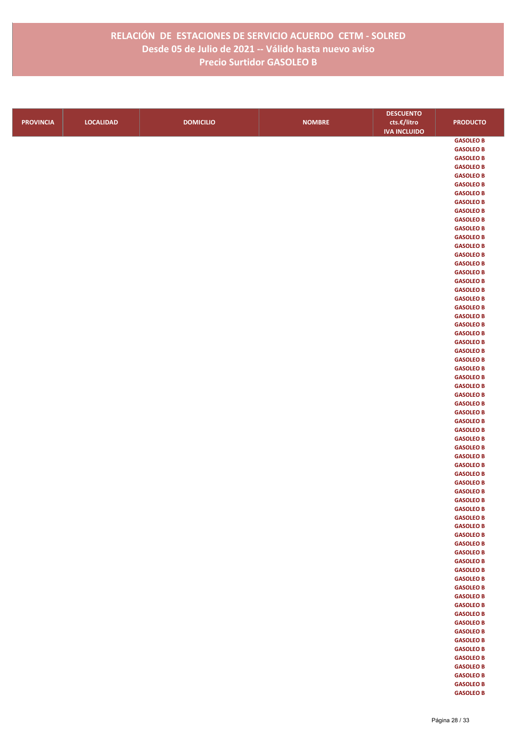# RELACIÓN DE ESTACIONES DE SERVICIO ACUERDO CETM - SOLRED
## Desde 05 de Julio de 2021 -- Válido hasta nuevo aviso
## Precio Surtidor GASOLEO B

| PROVINCIA | LOCALIDAD | DOMICILIO | NOMBRE | DESCUENTO cts.€/litro IVA INCLUIDO | PRODUCTO |
|---|---|---|---|---|---|
| | | | | | GASOLEO B |
| | | | | | GASOLEO B |
| | | | | | GASOLEO B |
| | | | | | GASOLEO B |
| | | | | | GASOLEO B |
| | | | | | GASOLEO B |
| | | | | | GASOLEO B |
| | | | | | GASOLEO B |
| | | | | | GASOLEO B |
| | | | | | GASOLEO B |
| | | | | | GASOLEO B |
| | | | | | GASOLEO B |
| | | | | | GASOLEO B |
| | | | | | GASOLEO B |
| | | | | | GASOLEO B |
| | | | | | GASOLEO B |
| | | | | | GASOLEO B |
| | | | | | GASOLEO B |
| | | | | | GASOLEO B |
| | | | | | GASOLEO B |
| | | | | | GASOLEO B |
| | | | | | GASOLEO B |
| | | | | | GASOLEO B |
| | | | | | GASOLEO B |
| | | | | | GASOLEO B |
| | | | | | GASOLEO B |
| | | | | | GASOLEO B |
| | | | | | GASOLEO B |
| | | | | | GASOLEO B |
| | | | | | GASOLEO B |
| | | | | | GASOLEO B |
| | | | | | GASOLEO B |
| | | | | | GASOLEO B |
| | | | | | GASOLEO B |
| | | | | | GASOLEO B |
| | | | | | GASOLEO B |
| | | | | | GASOLEO B |
| | | | | | GASOLEO B |
| | | | | | GASOLEO B |
| | | | | | GASOLEO B |
| | | | | | GASOLEO B |
| | | | | | GASOLEO B |
| | | | | | GASOLEO B |
| | | | | | GASOLEO B |
| | | | | | GASOLEO B |
| | | | | | GASOLEO B |
| | | | | | GASOLEO B |
| | | | | | GASOLEO B |
| | | | | | GASOLEO B |
| | | | | | GASOLEO B |
| | | | | | GASOLEO B |
| | | | | | GASOLEO B |
| | | | | | GASOLEO B |
| | | | | | GASOLEO B |
| | | | | | GASOLEO B |
| | | | | | GASOLEO B |
| | | | | | GASOLEO B |
| | | | | | GASOLEO B |
| | | | | | GASOLEO B |
| | | | | | GASOLEO B |
| | | | | | GASOLEO B |
| | | | | | GASOLEO B |
| | | | | | GASOLEO B |
| | | | | | GASOLEO B |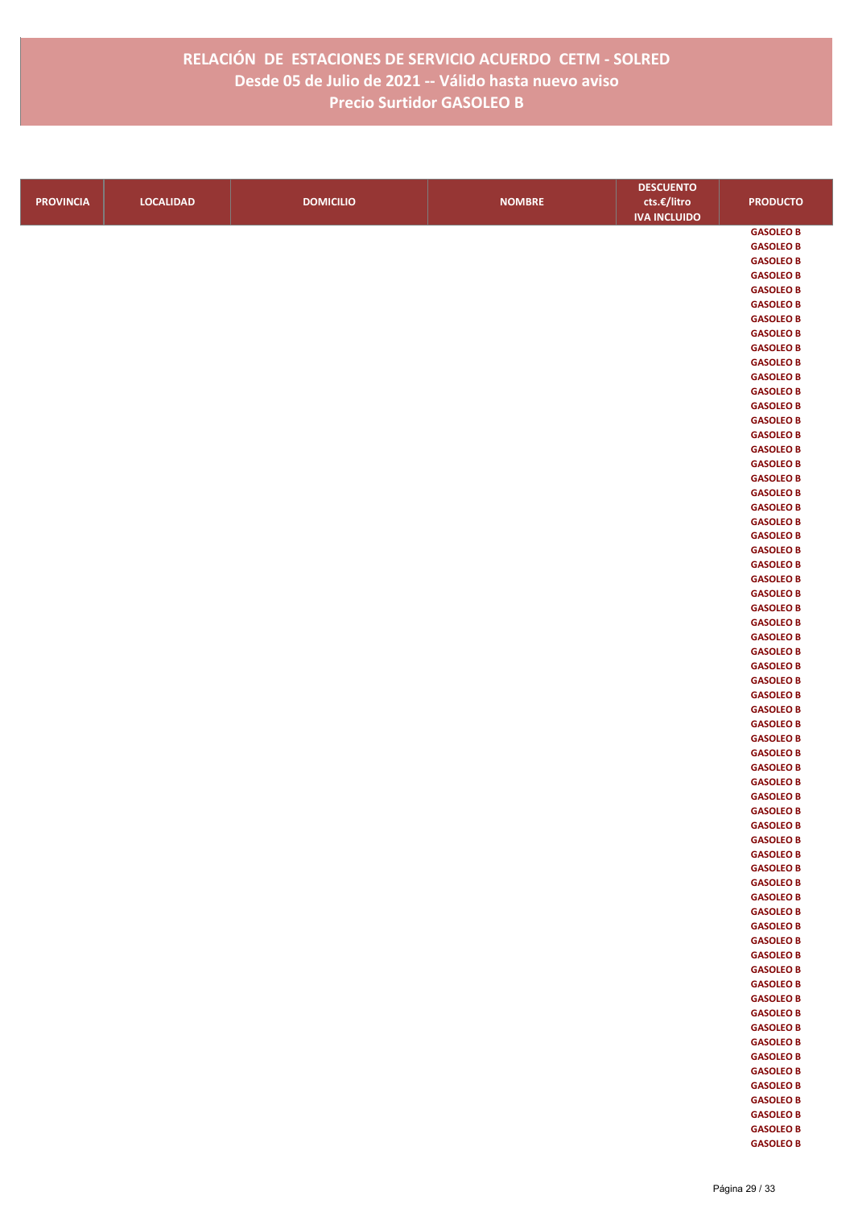# RELACIÓN DE ESTACIONES DE SERVICIO ACUERDO CETM - SOLRED
## Desde 05 de Julio de 2021 -- Válido hasta nuevo aviso
## Precio Surtidor GASOLEO B

| PROVINCIA | LOCALIDAD | DOMICILIO | NOMBRE | DESCUENTO cts.€/litro IVA INCLUIDO | PRODUCTO |
|---|---|---|---|---|---|
| | | | | | GASOLEO B |
| | | | | | GASOLEO B |
| | | | | | GASOLEO B |
| | | | | | GASOLEO B |
| | | | | | GASOLEO B |
| | | | | | GASOLEO B |
| | | | | | GASOLEO B |
| | | | | | GASOLEO B |
| | | | | | GASOLEO B |
| | | | | | GASOLEO B |
| | | | | | GASOLEO B |
| | | | | | GASOLEO B |
| | | | | | GASOLEO B |
| | | | | | GASOLEO B |
| | | | | | GASOLEO B |
| | | | | | GASOLEO B |
| | | | | | GASOLEO B |
| | | | | | GASOLEO B |
| | | | | | GASOLEO B |
| | | | | | GASOLEO B |
| | | | | | GASOLEO B |
| | | | | | GASOLEO B |
| | | | | | GASOLEO B |
| | | | | | GASOLEO B |
| | | | | | GASOLEO B |
| | | | | | GASOLEO B |
| | | | | | GASOLEO B |
| | | | | | GASOLEO B |
| | | | | | GASOLEO B |
| | | | | | GASOLEO B |
| | | | | | GASOLEO B |
| | | | | | GASOLEO B |
| | | | | | GASOLEO B |
| | | | | | GASOLEO B |
| | | | | | GASOLEO B |
| | | | | | GASOLEO B |
| | | | | | GASOLEO B |
| | | | | | GASOLEO B |
| | | | | | GASOLEO B |
| | | | | | GASOLEO B |
| | | | | | GASOLEO B |
| | | | | | GASOLEO B |
| | | | | | GASOLEO B |
| | | | | | GASOLEO B |
| | | | | | GASOLEO B |
| | | | | | GASOLEO B |
| | | | | | GASOLEO B |
| | | | | | GASOLEO B |
| | | | | | GASOLEO B |
| | | | | | GASOLEO B |
| | | | | | GASOLEO B |
| | | | | | GASOLEO B |
| | | | | | GASOLEO B |
| | | | | | GASOLEO B |
| | | | | | GASOLEO B |
| | | | | | GASOLEO B |
| | | | | | GASOLEO B |
| | | | | | GASOLEO B |
| | | | | | GASOLEO B |
| | | | | | GASOLEO B |
| | | | | | GASOLEO B |
| | | | | | GASOLEO B |
| | | | | | GASOLEO B |
| | | | | | GASOLEO B |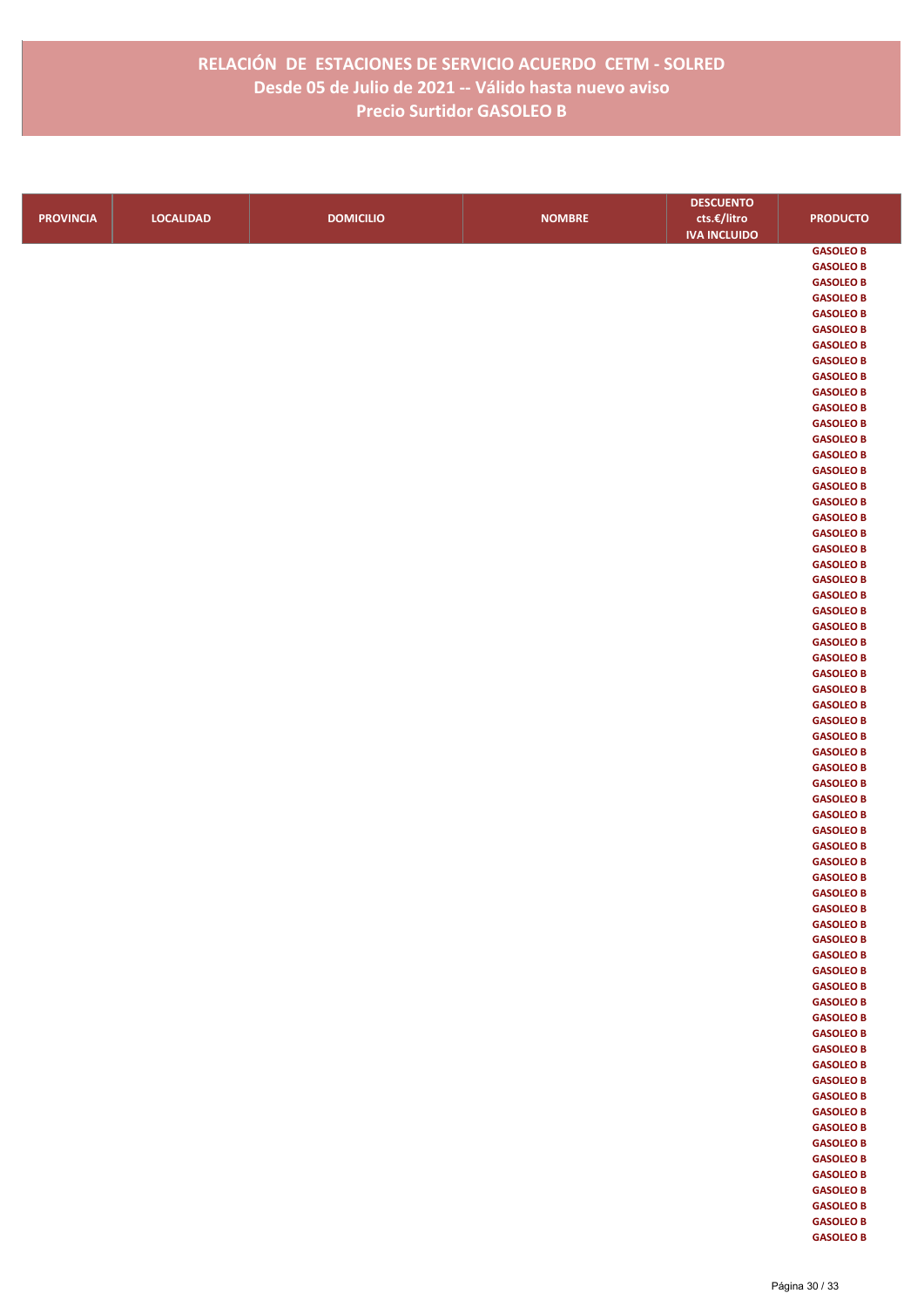# RELACIÓN DE ESTACIONES DE SERVICIO ACUERDO CETM - SOLRED
## Desde 05 de Julio de 2021 -- Válido hasta nuevo aviso
## Precio Surtidor GASOLEO B

| PROVINCIA | LOCALIDAD | DOMICILIO | NOMBRE | DESCUENTO cts.€/litro IVA INCLUIDO | PRODUCTO |
|---|---|---|---|---|---|
| | | | | | GASOLEO B |
| | | | | | GASOLEO B |
| | | | | | GASOLEO B |
| | | | | | GASOLEO B |
| | | | | | GASOLEO B |
| | | | | | GASOLEO B |
| | | | | | GASOLEO B |
| | | | | | GASOLEO B |
| | | | | | GASOLEO B |
| | | | | | GASOLEO B |
| | | | | | GASOLEO B |
| | | | | | GASOLEO B |
| | | | | | GASOLEO B |
| | | | | | GASOLEO B |
| | | | | | GASOLEO B |
| | | | | | GASOLEO B |
| | | | | | GASOLEO B |
| | | | | | GASOLEO B |
| | | | | | GASOLEO B |
| | | | | | GASOLEO B |
| | | | | | GASOLEO B |
| | | | | | GASOLEO B |
| | | | | | GASOLEO B |
| | | | | | GASOLEO B |
| | | | | | GASOLEO B |
| | | | | | GASOLEO B |
| | | | | | GASOLEO B |
| | | | | | GASOLEO B |
| | | | | | GASOLEO B |
| | | | | | GASOLEO B |
| | | | | | GASOLEO B |
| | | | | | GASOLEO B |
| | | | | | GASOLEO B |
| | | | | | GASOLEO B |
| | | | | | GASOLEO B |
| | | | | | GASOLEO B |
| | | | | | GASOLEO B |
| | | | | | GASOLEO B |
| | | | | | GASOLEO B |
| | | | | | GASOLEO B |
| | | | | | GASOLEO B |
| | | | | | GASOLEO B |
| | | | | | GASOLEO B |
| | | | | | GASOLEO B |
| | | | | | GASOLEO B |
| | | | | | GASOLEO B |
| | | | | | GASOLEO B |
| | | | | | GASOLEO B |
| | | | | | GASOLEO B |
| | | | | | GASOLEO B |
| | | | | | GASOLEO B |
| | | | | | GASOLEO B |
| | | | | | GASOLEO B |
| | | | | | GASOLEO B |
| | | | | | GASOLEO B |
| | | | | | GASOLEO B |
| | | | | | GASOLEO B |
| | | | | | GASOLEO B |
| | | | | | GASOLEO B |
| | | | | | GASOLEO B |
| | | | | | GASOLEO B |
| | | | | | GASOLEO B |
| | | | | | GASOLEO B |
| | | | | | GASOLEO B |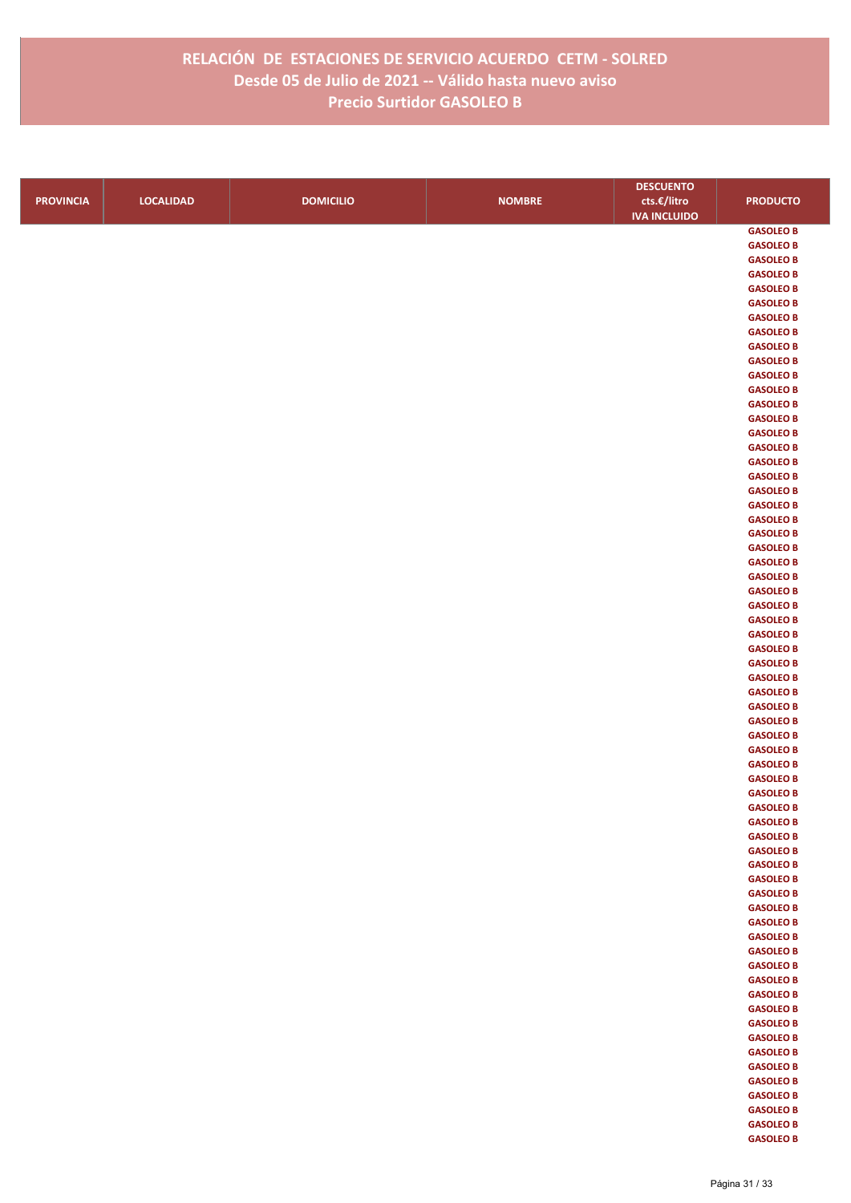# RELACIÓN DE ESTACIONES DE SERVICIO ACUERDO CETM - SOLRED
## Desde 05 de Julio de 2021 -- Válido hasta nuevo aviso
## Precio Surtidor GASOLEO B

| PROVINCIA | LOCALIDAD | DOMICILIO | NOMBRE | DESCUENTO cts.€/litro IVA INCLUIDO | PRODUCTO |
|---|---|---|---|---|---|
| | | | | | GASOLEO B |
| | | | | | GASOLEO B |
| | | | | | GASOLEO B |
| | | | | | GASOLEO B |
| | | | | | GASOLEO B |
| | | | | | GASOLEO B |
| | | | | | GASOLEO B |
| | | | | | GASOLEO B |
| | | | | | GASOLEO B |
| | | | | | GASOLEO B |
| | | | | | GASOLEO B |
| | | | | | GASOLEO B |
| | | | | | GASOLEO B |
| | | | | | GASOLEO B |
| | | | | | GASOLEO B |
| | | | | | GASOLEO B |
| | | | | | GASOLEO B |
| | | | | | GASOLEO B |
| | | | | | GASOLEO B |
| | | | | | GASOLEO B |
| | | | | | GASOLEO B |
| | | | | | GASOLEO B |
| | | | | | GASOLEO B |
| | | | | | GASOLEO B |
| | | | | | GASOLEO B |
| | | | | | GASOLEO B |
| | | | | | GASOLEO B |
| | | | | | GASOLEO B |
| | | | | | GASOLEO B |
| | | | | | GASOLEO B |
| | | | | | GASOLEO B |
| | | | | | GASOLEO B |
| | | | | | GASOLEO B |
| | | | | | GASOLEO B |
| | | | | | GASOLEO B |
| | | | | | GASOLEO B |
| | | | | | GASOLEO B |
| | | | | | GASOLEO B |
| | | | | | GASOLEO B |
| | | | | | GASOLEO B |
| | | | | | GASOLEO B |
| | | | | | GASOLEO B |
| | | | | | GASOLEO B |
| | | | | | GASOLEO B |
| | | | | | GASOLEO B |
| | | | | | GASOLEO B |
| | | | | | GASOLEO B |
| | | | | | GASOLEO B |
| | | | | | GASOLEO B |
| | | | | | GASOLEO B |
| | | | | | GASOLEO B |
| | | | | | GASOLEO B |
| | | | | | GASOLEO B |
| | | | | | GASOLEO B |
| | | | | | GASOLEO B |
| | | | | | GASOLEO B |
| | | | | | GASOLEO B |
| | | | | | GASOLEO B |
| | | | | | GASOLEO B |
| | | | | | GASOLEO B |
| | | | | | GASOLEO B |
| | | | | | GASOLEO B |
| | | | | | GASOLEO B |
| | | | | | GASOLEO B |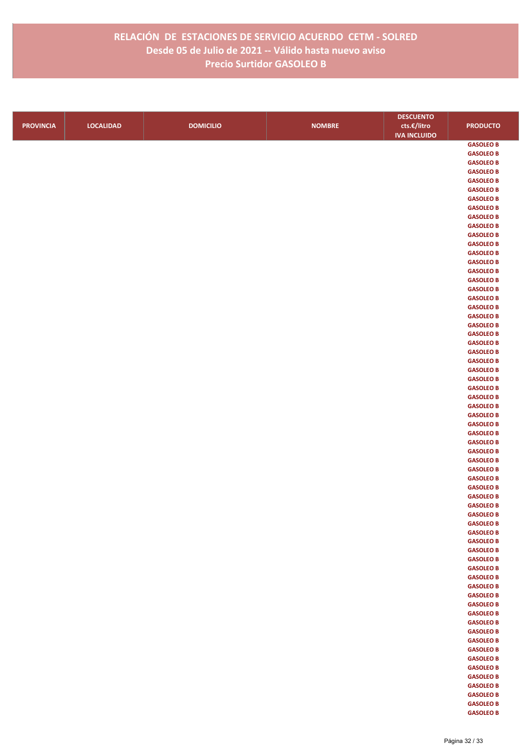# RELACIÓN DE ESTACIONES DE SERVICIO ACUERDO CETM - SOLRED
## Desde 05 de Julio de 2021 -- Válido hasta nuevo aviso
## Precio Surtidor GASOLEO B

| PROVINCIA | LOCALIDAD | DOMICILIO | NOMBRE | DESCUENTO cts.€/litro IVA INCLUIDO | PRODUCTO |
|---|---|---|---|---|---|
| | | | | | GASOLEO B |
| | | | | | GASOLEO B |
| | | | | | GASOLEO B |
| | | | | | GASOLEO B |
| | | | | | GASOLEO B |
| | | | | | GASOLEO B |
| | | | | | GASOLEO B |
| | | | | | GASOLEO B |
| | | | | | GASOLEO B |
| | | | | | GASOLEO B |
| | | | | | GASOLEO B |
| | | | | | GASOLEO B |
| | | | | | GASOLEO B |
| | | | | | GASOLEO B |
| | | | | | GASOLEO B |
| | | | | | GASOLEO B |
| | | | | | GASOLEO B |
| | | | | | GASOLEO B |
| | | | | | GASOLEO B |
| | | | | | GASOLEO B |
| | | | | | GASOLEO B |
| | | | | | GASOLEO B |
| | | | | | GASOLEO B |
| | | | | | GASOLEO B |
| | | | | | GASOLEO B |
| | | | | | GASOLEO B |
| | | | | | GASOLEO B |
| | | | | | GASOLEO B |
| | | | | | GASOLEO B |
| | | | | | GASOLEO B |
| | | | | | GASOLEO B |
| | | | | | GASOLEO B |
| | | | | | GASOLEO B |
| | | | | | GASOLEO B |
| | | | | | GASOLEO B |
| | | | | | GASOLEO B |
| | | | | | GASOLEO B |
| | | | | | GASOLEO B |
| | | | | | GASOLEO B |
| | | | | | GASOLEO B |
| | | | | | GASOLEO B |
| | | | | | GASOLEO B |
| | | | | | GASOLEO B |
| | | | | | GASOLEO B |
| | | | | | GASOLEO B |
| | | | | | GASOLEO B |
| | | | | | GASOLEO B |
| | | | | | GASOLEO B |
| | | | | | GASOLEO B |
| | | | | | GASOLEO B |
| | | | | | GASOLEO B |
| | | | | | GASOLEO B |
| | | | | | GASOLEO B |
| | | | | | GASOLEO B |
| | | | | | GASOLEO B |
| | | | | | GASOLEO B |
| | | | | | GASOLEO B |
| | | | | | GASOLEO B |
| | | | | | GASOLEO B |
| | | | | | GASOLEO B |
| | | | | | GASOLEO B |
| | | | | | GASOLEO B |
| | | | | | GASOLEO B |
| | | | | | GASOLEO B |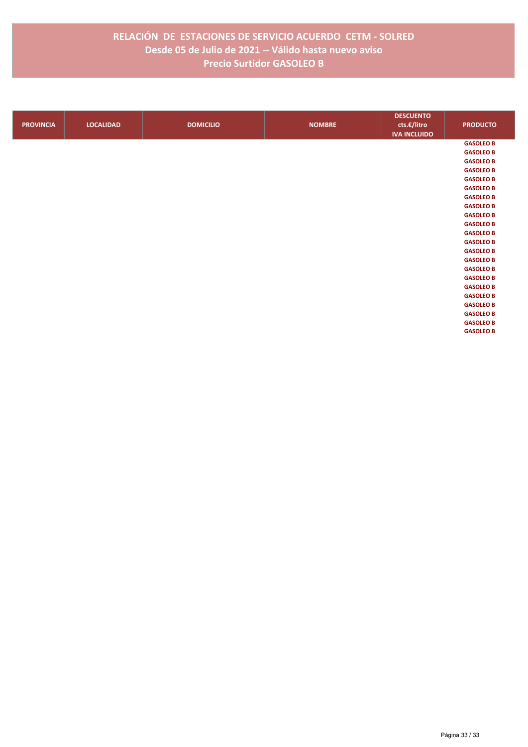# RELACIÓN DE ESTACIONES DE SERVICIO ACUERDO CETM - SOLRED
## Desde 05 de Julio de 2021 -- Válido hasta nuevo aviso
## Precio Surtidor GASOLEO B

| PROVINCIA | LOCALIDAD | DOMICILIO | NOMBRE | DESCUENTO cts.€/litro IVA INCLUIDO | PRODUCTO |
|---|---|---|---|---|---|
| | | | | | GASOLEO B |
| | | | | | GASOLEO B |
| | | | | | GASOLEO B |
| | | | | | GASOLEO B |
| | | | | | GASOLEO B |
| | | | | | GASOLEO B |
| | | | | | GASOLEO B |
| | | | | | GASOLEO B |
| | | | | | GASOLEO B |
| | | | | | GASOLEO B |
| | | | | | GASOLEO B |
| | | | | | GASOLEO B |
| | | | | | GASOLEO B |
| | | | | | GASOLEO B |
| | | | | | GASOLEO B |
| | | | | | GASOLEO B |
| | | | | | GASOLEO B |
| | | | | | GASOLEO B |
| | | | | | GASOLEO B |
| | | | | | GASOLEO B |
| | | | | | GASOLEO B |
| | | | | | GASOLEO B |